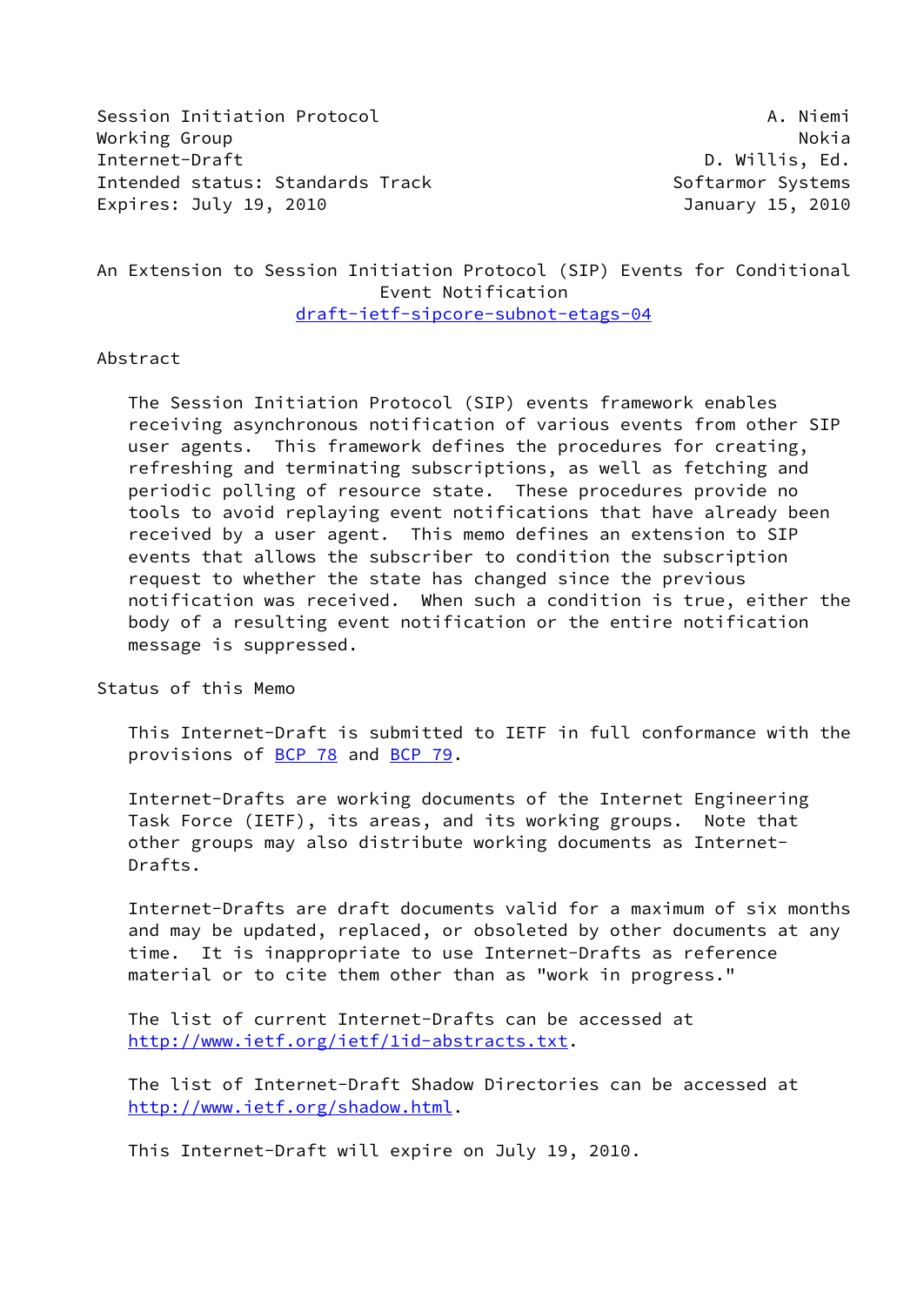Session Initiation Protocol Working Group — A. Niemi, Nokia
Internet-Draft — D. Willis, Ed., Softarmor Systems
Intended status: Standards Track
Expires: July 19, 2010 — January 15, 2010

# An Extension to Session Initiation Protocol (SIP) Events for Conditional Event Notification

draft-ietf-sipcore-subnot-etags-04

## Abstract

The Session Initiation Protocol (SIP) events framework enables receiving asynchronous notification of various events from other SIP user agents. This framework defines the procedures for creating, refreshing and terminating subscriptions, as well as fetching and periodic polling of resource state. These procedures provide no tools to avoid replaying event notifications that have already been received by a user agent. This memo defines an extension to SIP events that allows the subscriber to condition the subscription request to whether the state has changed since the previous notification was received. When such a condition is true, either the body of a resulting event notification or the entire notification message is suppressed.

## Status of this Memo

This Internet-Draft is submitted to IETF in full conformance with the provisions of BCP 78 and BCP 79.

Internet-Drafts are working documents of the Internet Engineering Task Force (IETF), its areas, and its working groups. Note that other groups may also distribute working documents as Internet-Drafts.

Internet-Drafts are draft documents valid for a maximum of six months and may be updated, replaced, or obsoleted by other documents at any time. It is inappropriate to use Internet-Drafts as reference material or to cite them other than as "work in progress."

The list of current Internet-Drafts can be accessed at http://www.ietf.org/ietf/1id-abstracts.txt.

The list of Internet-Draft Shadow Directories can be accessed at http://www.ietf.org/shadow.html.

This Internet-Draft will expire on July 19, 2010.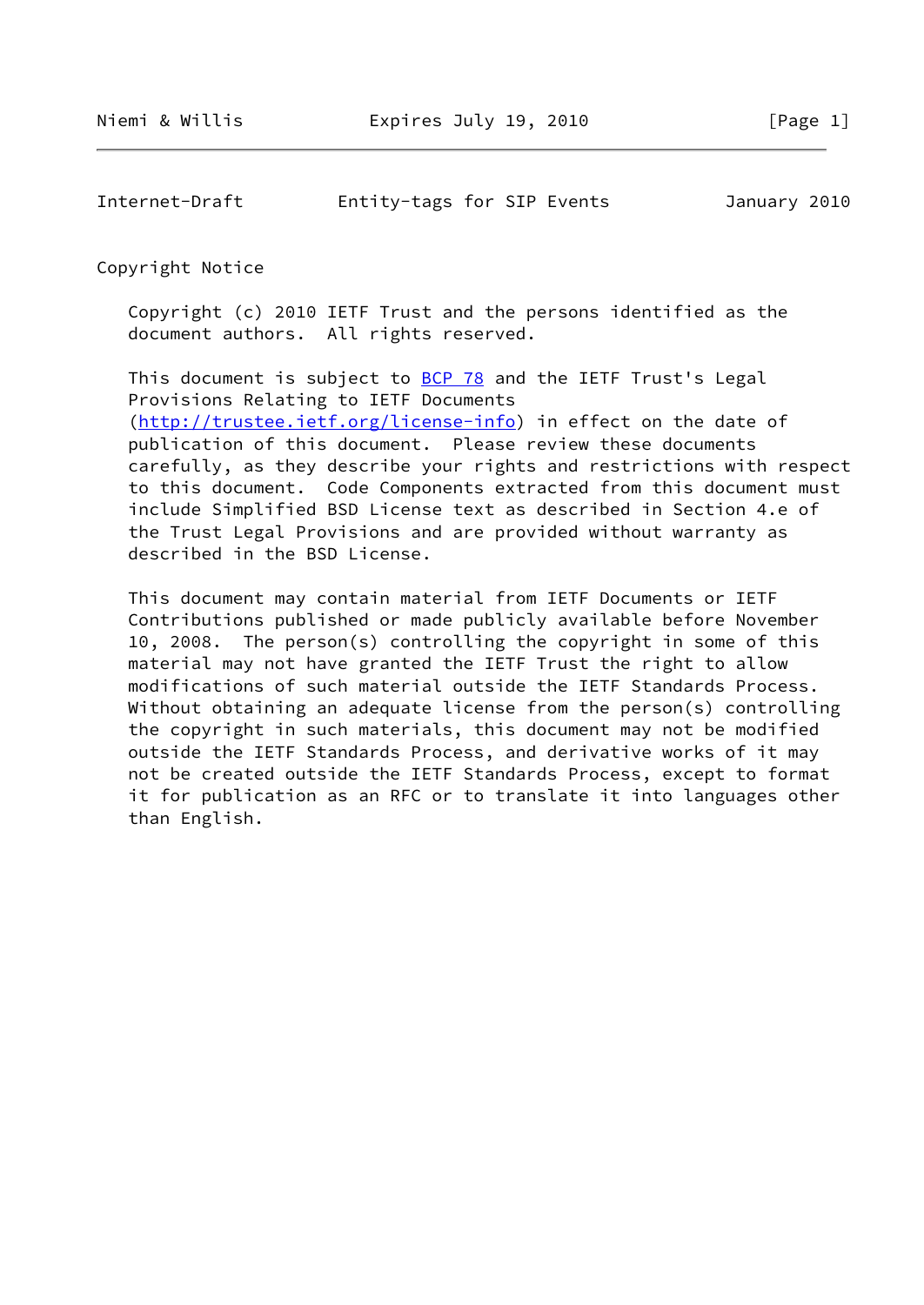## Copyright Notice

Copyright (c) 2010 IETF Trust and the persons identified as the document authors. All rights reserved.

This document is subject to BCP 78 and the IETF Trust's Legal Provisions Relating to IETF Documents (http://trustee.ietf.org/license-info) in effect on the date of publication of this document. Please review these documents carefully, as they describe your rights and restrictions with respect to this document. Code Components extracted from this document must include Simplified BSD License text as described in Section 4.e of the Trust Legal Provisions and are provided without warranty as described in the BSD License.

This document may contain material from IETF Documents or IETF Contributions published or made publicly available before November 10, 2008. The person(s) controlling the copyright in some of this material may not have granted the IETF Trust the right to allow modifications of such material outside the IETF Standards Process. Without obtaining an adequate license from the person(s) controlling the copyright in such materials, this document may not be modified outside the IETF Standards Process, and derivative works of it may not be created outside the IETF Standards Process, except to format it for publication as an RFC or to translate it into languages other than English.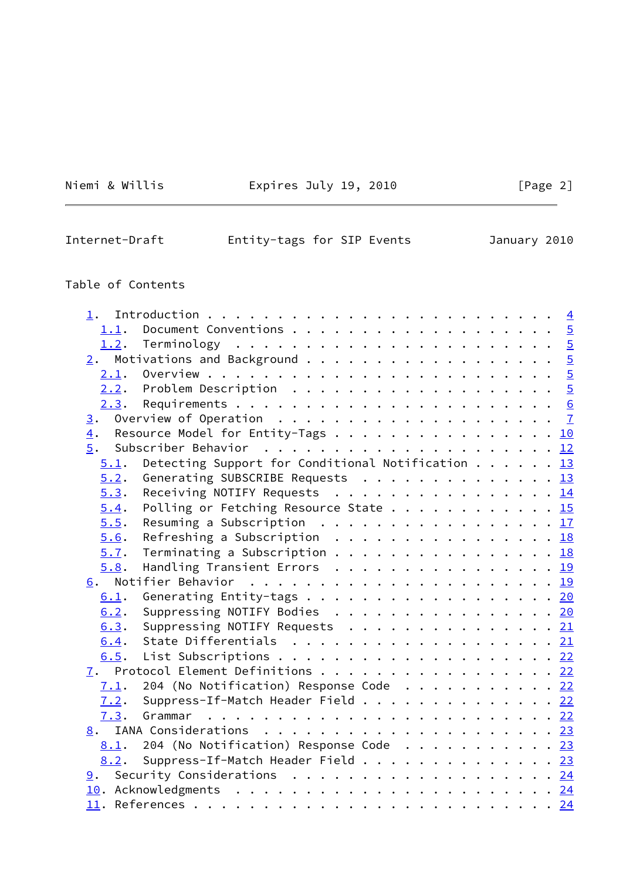Table of Contents

1. Introduction . . . . . . . . . . . . . . . . . . . . . . . . . 4
   1.1. Document Conventions . . . . . . . . . . . . . . . . . . . 5
   1.2. Terminology . . . . . . . . . . . . . . . . . . . . . . . 5
2. Motivations and Background . . . . . . . . . . . . . . . . . . 5
   2.1. Overview . . . . . . . . . . . . . . . . . . . . . . . . . 5
   2.2. Problem Description . . . . . . . . . . . . . . . . . . . 5
   2.3. Requirements . . . . . . . . . . . . . . . . . . . . . . . 6
3. Overview of Operation . . . . . . . . . . . . . . . . . . . . . 7
4. Resource Model for Entity-Tags . . . . . . . . . . . . . . . . 10
5. Subscriber Behavior . . . . . . . . . . . . . . . . . . . . . 12
   5.1. Detecting Support for Conditional Notification . . . . . . 13
   5.2. Generating SUBSCRIBE Requests . . . . . . . . . . . . . . 13
   5.3. Receiving NOTIFY Requests . . . . . . . . . . . . . . . . 14
   5.4. Polling or Fetching Resource State . . . . . . . . . . . . 15
   5.5. Resuming a Subscription . . . . . . . . . . . . . . . . . 17
   5.6. Refreshing a Subscription . . . . . . . . . . . . . . . . 18
   5.7. Terminating a Subscription . . . . . . . . . . . . . . . . 18
   5.8. Handling Transient Errors . . . . . . . . . . . . . . . . 19
6. Notifier Behavior . . . . . . . . . . . . . . . . . . . . . . 19
   6.1. Generating Entity-tags . . . . . . . . . . . . . . . . . . 20
   6.2. Suppressing NOTIFY Bodies . . . . . . . . . . . . . . . . 20
   6.3. Suppressing NOTIFY Requests . . . . . . . . . . . . . . . 21
   6.4. State Differentials . . . . . . . . . . . . . . . . . . . 21
   6.5. List Subscriptions . . . . . . . . . . . . . . . . . . . . 22
7. Protocol Element Definitions . . . . . . . . . . . . . . . . . 22
   7.1. 204 (No Notification) Response Code . . . . . . . . . . . 22
   7.2. Suppress-If-Match Header Field . . . . . . . . . . . . . . 22
   7.3. Grammar . . . . . . . . . . . . . . . . . . . . . . . . . 22
8. IANA Considerations . . . . . . . . . . . . . . . . . . . . . 23
   8.1. 204 (No Notification) Response Code . . . . . . . . . . . 23
   8.2. Suppress-If-Match Header Field . . . . . . . . . . . . . . 23
9. Security Considerations . . . . . . . . . . . . . . . . . . . 24
10. Acknowledgments . . . . . . . . . . . . . . . . . . . . . . . 24
11. References . . . . . . . . . . . . . . . . . . . . . . . . . . 24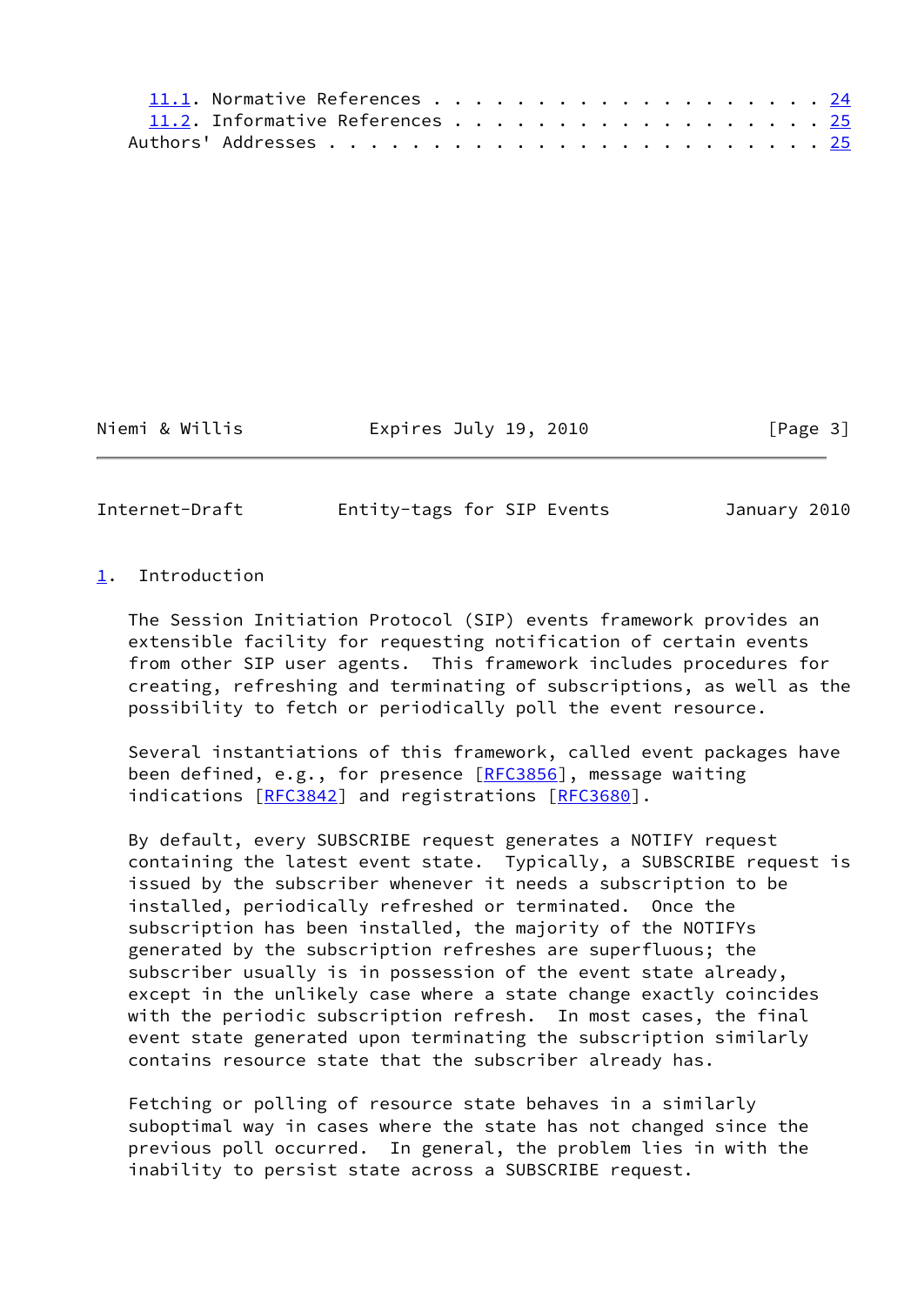11.1. Normative References . . . . . . . . . . . . . . . . . . . . 24
   11.2. Informative References . . . . . . . . . . . . . . . . . . . 25
   Authors' Addresses . . . . . . . . . . . . . . . . . . . . . . . . 25

# 1. Introduction

The Session Initiation Protocol (SIP) events framework provides an extensible facility for requesting notification of certain events from other SIP user agents. This framework includes procedures for creating, refreshing and terminating of subscriptions, as well as the possibility to fetch or periodically poll the event resource.

Several instantiations of this framework, called event packages have been defined, e.g., for presence [RFC3856], message waiting indications [RFC3842] and registrations [RFC3680].

By default, every SUBSCRIBE request generates a NOTIFY request containing the latest event state. Typically, a SUBSCRIBE request is issued by the subscriber whenever it needs a subscription to be installed, periodically refreshed or terminated. Once the subscription has been installed, the majority of the NOTIFYs generated by the subscription refreshes are superfluous; the subscriber usually is in possession of the event state already, except in the unlikely case where a state change exactly coincides with the periodic subscription refresh. In most cases, the final event state generated upon terminating the subscription similarly contains resource state that the subscriber already has.

Fetching or polling of resource state behaves in a similarly suboptimal way in cases where the state has not changed since the previous poll occurred. In general, the problem lies in with the inability to persist state across a SUBSCRIBE request.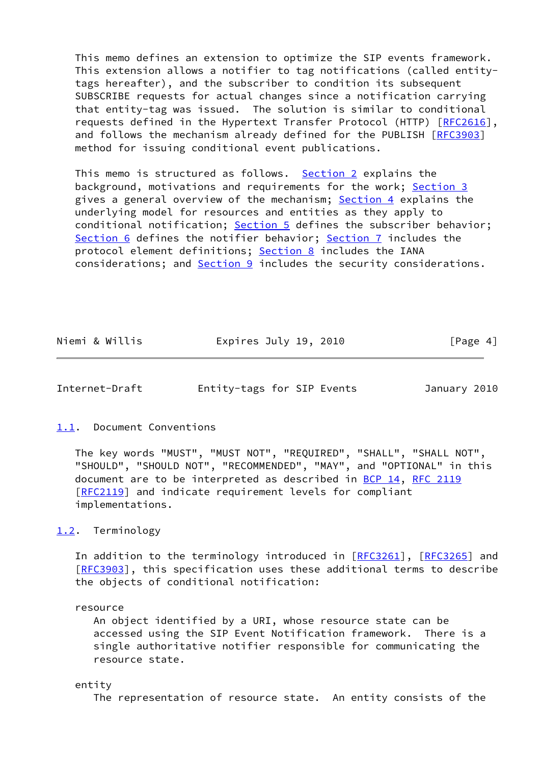This memo defines an extension to optimize the SIP events framework. This extension allows a notifier to tag notifications (called entity-tags hereafter), and the subscriber to condition its subsequent SUBSCRIBE requests for actual changes since a notification carrying that entity-tag was issued. The solution is similar to conditional requests defined in the Hypertext Transfer Protocol (HTTP) [RFC2616], and follows the mechanism already defined for the PUBLISH [RFC3903] method for issuing conditional event publications.

This memo is structured as follows. Section 2 explains the background, motivations and requirements for the work; Section 3 gives a general overview of the mechanism; Section 4 explains the underlying model for resources and entities as they apply to conditional notification; Section 5 defines the subscriber behavior; Section 6 defines the notifier behavior; Section 7 includes the protocol element definitions; Section 8 includes the IANA considerations; and Section 9 includes the security considerations.

### 1.1. Document Conventions

The key words "MUST", "MUST NOT", "REQUIRED", "SHALL", "SHALL NOT", "SHOULD", "SHOULD NOT", "RECOMMENDED", "MAY", and "OPTIONAL" in this document are to be interpreted as described in BCP 14, RFC 2119 [RFC2119] and indicate requirement levels for compliant implementations.

### 1.2. Terminology

In addition to the terminology introduced in [RFC3261], [RFC3265] and [RFC3903], this specification uses these additional terms to describe the objects of conditional notification:

resource
: An object identified by a URI, whose resource state can be accessed using the SIP Event Notification framework. There is a single authoritative notifier responsible for communicating the resource state.

entity
: The representation of resource state. An entity consists of the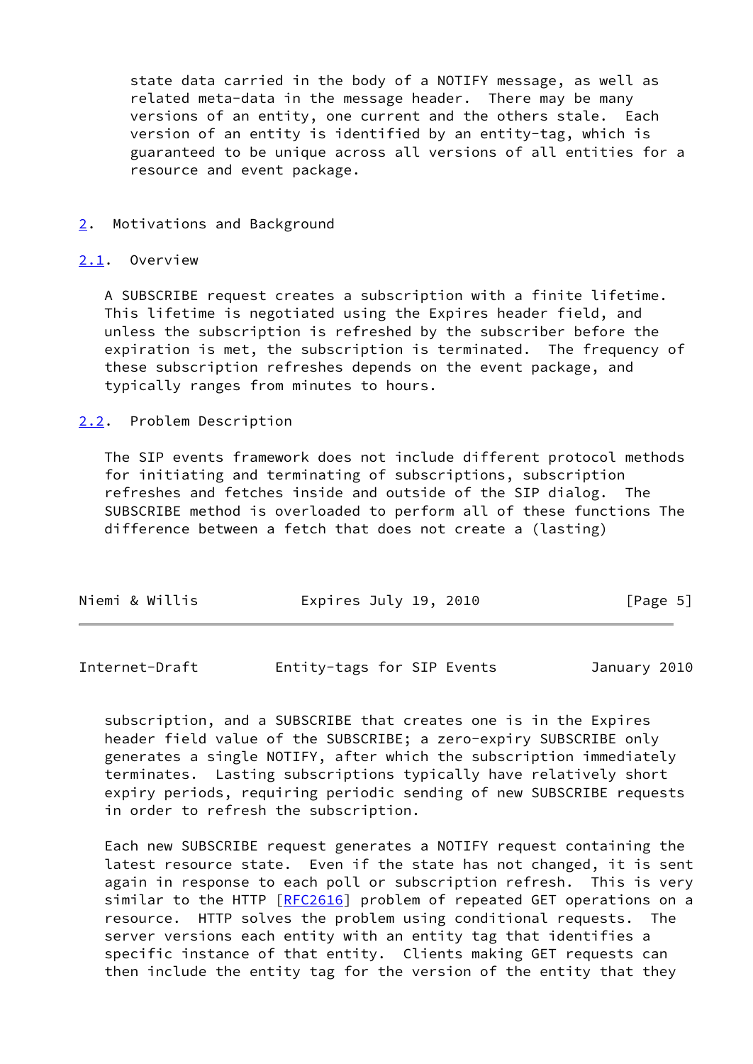state data carried in the body of a NOTIFY message, as well as related meta-data in the message header. There may be many versions of an entity, one current and the others stale. Each version of an entity is identified by an entity-tag, which is guaranteed to be unique across all versions of all entities for a resource and event package.

## 2. Motivations and Background

### 2.1. Overview

A SUBSCRIBE request creates a subscription with a finite lifetime. This lifetime is negotiated using the Expires header field, and unless the subscription is refreshed by the subscriber before the expiration is met, the subscription is terminated. The frequency of these subscription refreshes depends on the event package, and typically ranges from minutes to hours.

### 2.2. Problem Description

The SIP events framework does not include different protocol methods for initiating and terminating of subscriptions, subscription refreshes and fetches inside and outside of the SIP dialog. The SUBSCRIBE method is overloaded to perform all of these functions The difference between a fetch that does not create a (lasting) subscription, and a SUBSCRIBE that creates one is in the Expires header field value of the SUBSCRIBE; a zero-expiry SUBSCRIBE only generates a single NOTIFY, after which the subscription immediately terminates. Lasting subscriptions typically have relatively short expiry periods, requiring periodic sending of new SUBSCRIBE requests in order to refresh the subscription.

Each new SUBSCRIBE request generates a NOTIFY request containing the latest resource state. Even if the state has not changed, it is sent again in response to each poll or subscription refresh. This is very similar to the HTTP [RFC2616] problem of repeated GET operations on a resource. HTTP solves the problem using conditional requests. The server versions each entity with an entity tag that identifies a specific instance of that entity. Clients making GET requests can then include the entity tag for the version of the entity that they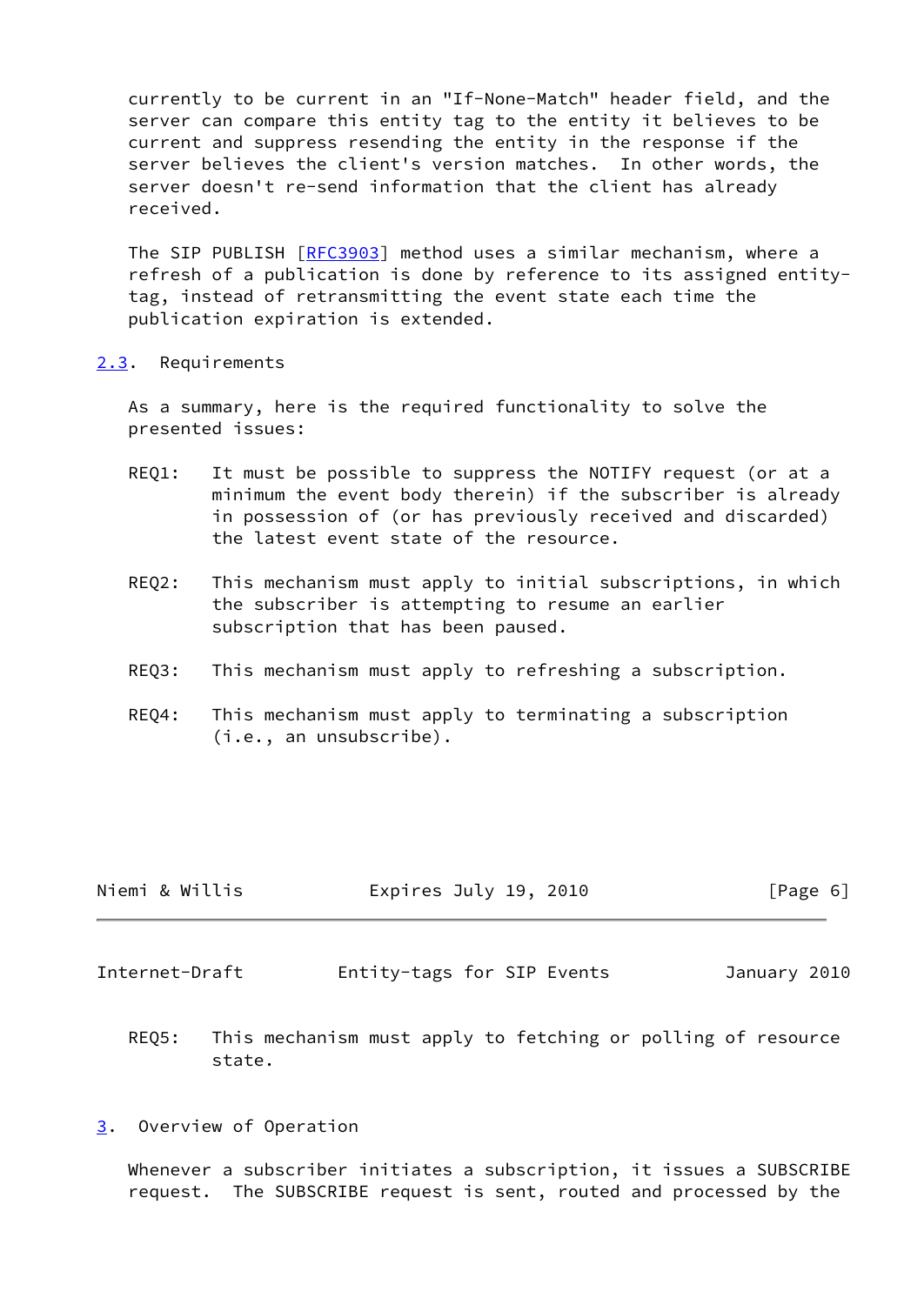currently to be current in an "If-None-Match" header field, and the server can compare this entity tag to the entity it believes to be current and suppress resending the entity in the response if the server believes the client's version matches. In other words, the server doesn't re-send information that the client has already received.

The SIP PUBLISH [RFC3903] method uses a similar mechanism, where a refresh of a publication is done by reference to its assigned entity-tag, instead of retransmitting the event state each time the publication expiration is extended.

## 2.3. Requirements

As a summary, here is the required functionality to solve the presented issues:

REQ1: It must be possible to suppress the NOTIFY request (or at a minimum the event body therein) if the subscriber is already in possession of (or has previously received and discarded) the latest event state of the resource.

REQ2: This mechanism must apply to initial subscriptions, in which the subscriber is attempting to resume an earlier subscription that has been paused.

REQ3: This mechanism must apply to refreshing a subscription.

REQ4: This mechanism must apply to terminating a subscription (i.e., an unsubscribe).

REQ5: This mechanism must apply to fetching or polling of resource state.

# 3. Overview of Operation

Whenever a subscriber initiates a subscription, it issues a SUBSCRIBE request. The SUBSCRIBE request is sent, routed and processed by the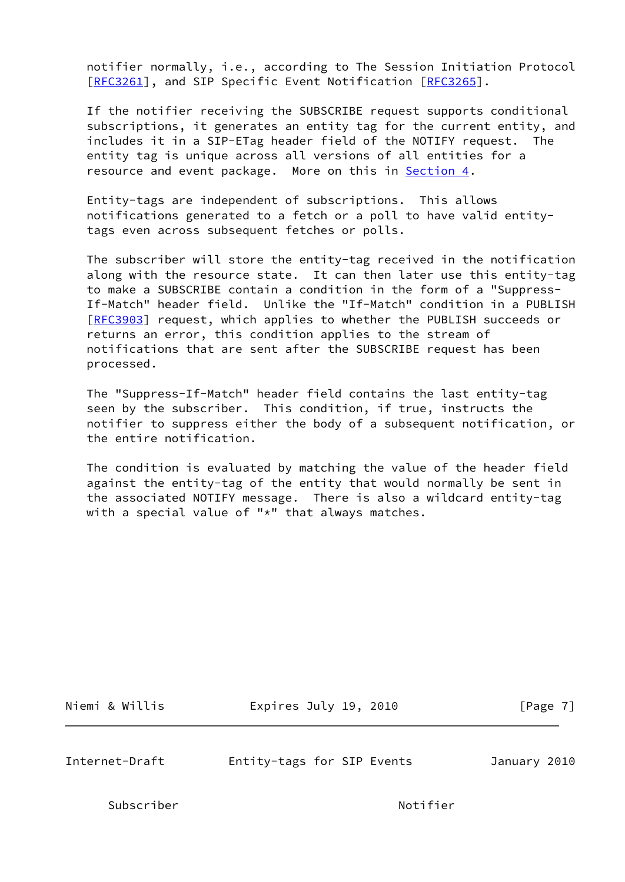notifier normally, i.e., according to The Session Initiation Protocol [RFC3261], and SIP Specific Event Notification [RFC3265].

If the notifier receiving the SUBSCRIBE request supports conditional subscriptions, it generates an entity tag for the current entity, and includes it in a SIP-ETag header field of the NOTIFY request. The entity tag is unique across all versions of all entities for a resource and event package. More on this in Section 4.

Entity-tags are independent of subscriptions. This allows notifications generated to a fetch or a poll to have valid entity-tags even across subsequent fetches or polls.

The subscriber will store the entity-tag received in the notification along with the resource state. It can then later use this entity-tag to make a SUBSCRIBE contain a condition in the form of a "Suppress-If-Match" header field. Unlike the "If-Match" condition in a PUBLISH [RFC3903] request, which applies to whether the PUBLISH succeeds or returns an error, this condition applies to the stream of notifications that are sent after the SUBSCRIBE request has been processed.

The "Suppress-If-Match" header field contains the last entity-tag seen by the subscriber. This condition, if true, instructs the notifier to suppress either the body of a subsequent notification, or the entire notification.

The condition is evaluated by matching the value of the header field against the entity-tag of the entity that would normally be sent in the associated NOTIFY message. There is also a wildcard entity-tag with a special value of "*" that always matches.

```
     Subscriber                                 Notifier
```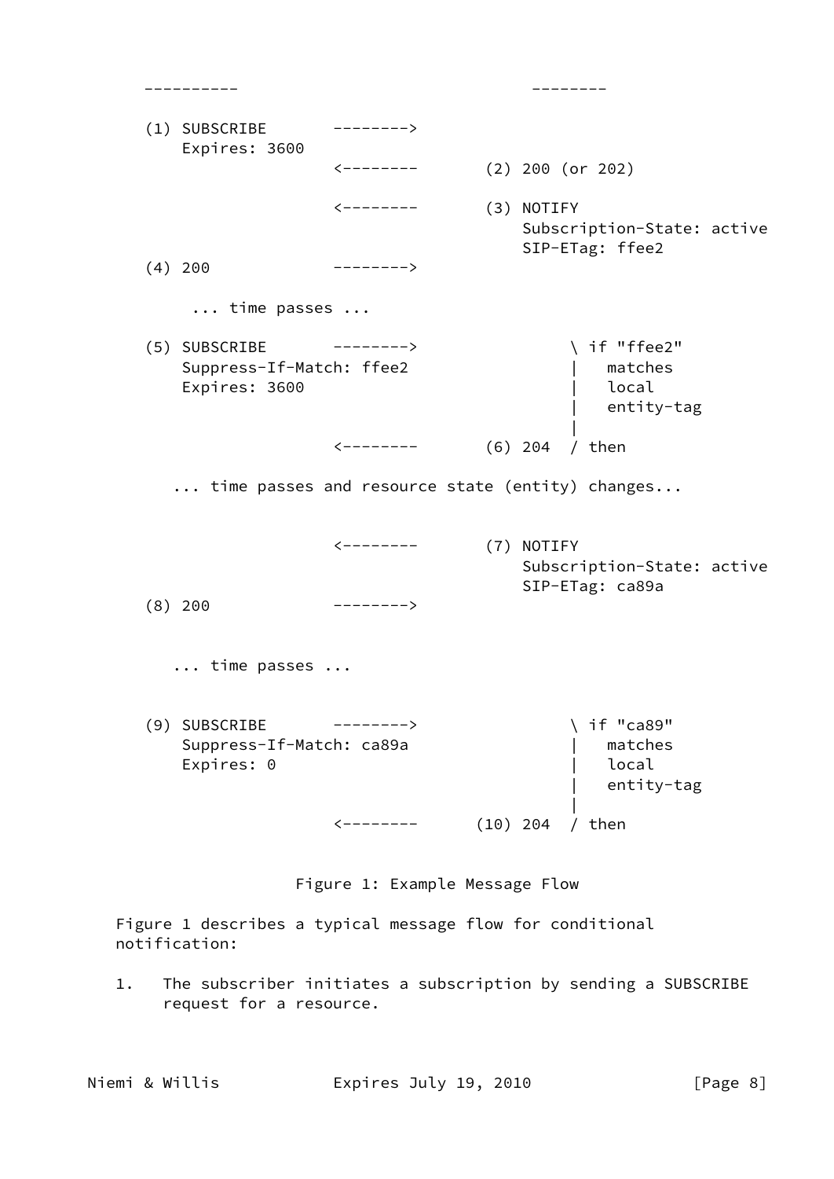```
      ----------                                --------

      (1) SUBSCRIBE       -------->
          Expires: 3600
                          <--------       (2) 200 (or 202)

                          <--------       (3) NOTIFY
                                              Subscription-State: active
                                              SIP-ETag: ffee2
      (4) 200             -------->

           ... time passes ...

      (5) SUBSCRIBE       -------->                 \ if "ffee2"
          Suppress-If-Match: ffee2                  |   matches
          Expires: 3600                             |   local
                                                    |   entity-tag
                                                    |
                          <--------       (6) 204  / then

         ... time passes and resource state (entity) changes...


                          <--------       (7) NOTIFY
                                              Subscription-State: active
                                              SIP-ETag: ca89a
      (8) 200             -------->


         ... time passes ...


      (9) SUBSCRIBE       -------->                 \ if "ca89"
          Suppress-If-Match: ca89a                  |   matches
          Expires: 0                                |   local
                                                    |   entity-tag
                                                    |
                          <--------      (10) 204  / then
```

Figure 1: Example Message Flow

Figure 1 describes a typical message flow for conditional notification:

1. The subscriber initiates a subscription by sending a SUBSCRIBE request for a resource.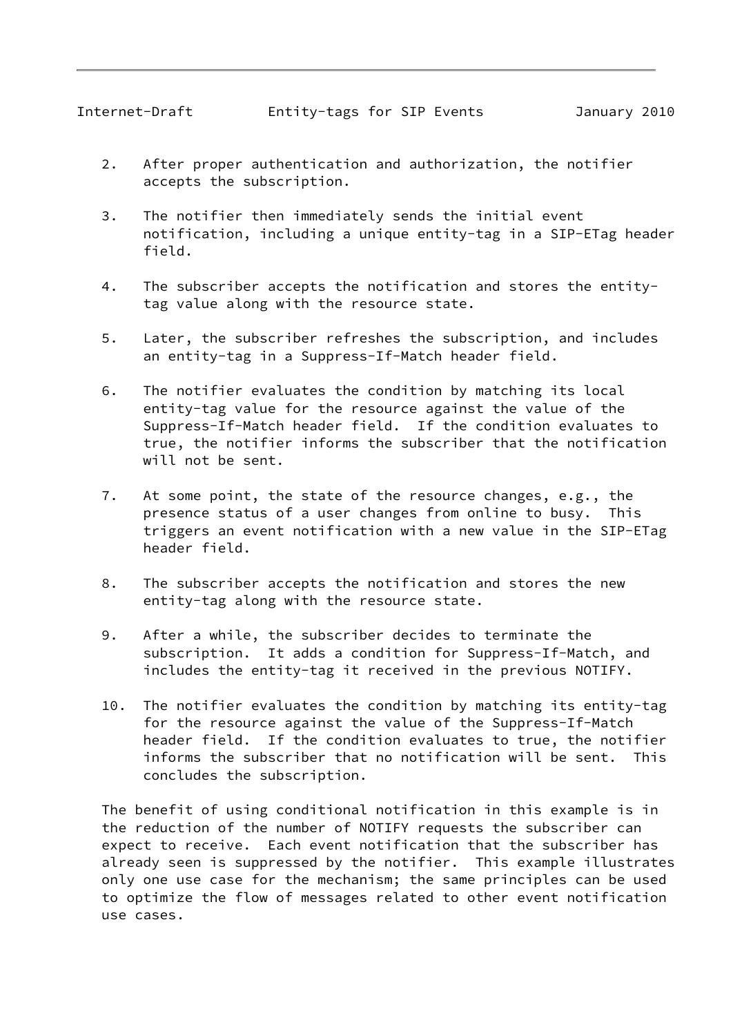2. After proper authentication and authorization, the notifier accepts the subscription.

3. The notifier then immediately sends the initial event notification, including a unique entity-tag in a SIP-ETag header field.

4. The subscriber accepts the notification and stores the entity-tag value along with the resource state.

5. Later, the subscriber refreshes the subscription, and includes an entity-tag in a Suppress-If-Match header field.

6. The notifier evaluates the condition by matching its local entity-tag value for the resource against the value of the Suppress-If-Match header field. If the condition evaluates to true, the notifier informs the subscriber that the notification will not be sent.

7. At some point, the state of the resource changes, e.g., the presence status of a user changes from online to busy. This triggers an event notification with a new value in the SIP-ETag header field.

8. The subscriber accepts the notification and stores the new entity-tag along with the resource state.

9. After a while, the subscriber decides to terminate the subscription. It adds a condition for Suppress-If-Match, and includes the entity-tag it received in the previous NOTIFY.

10. The notifier evaluates the condition by matching its entity-tag for the resource against the value of the Suppress-If-Match header field. If the condition evaluates to true, the notifier informs the subscriber that no notification will be sent. This concludes the subscription.

The benefit of using conditional notification in this example is in the reduction of the number of NOTIFY requests the subscriber can expect to receive. Each event notification that the subscriber has already seen is suppressed by the notifier. This example illustrates only one use case for the mechanism; the same principles can be used to optimize the flow of messages related to other event notification use cases.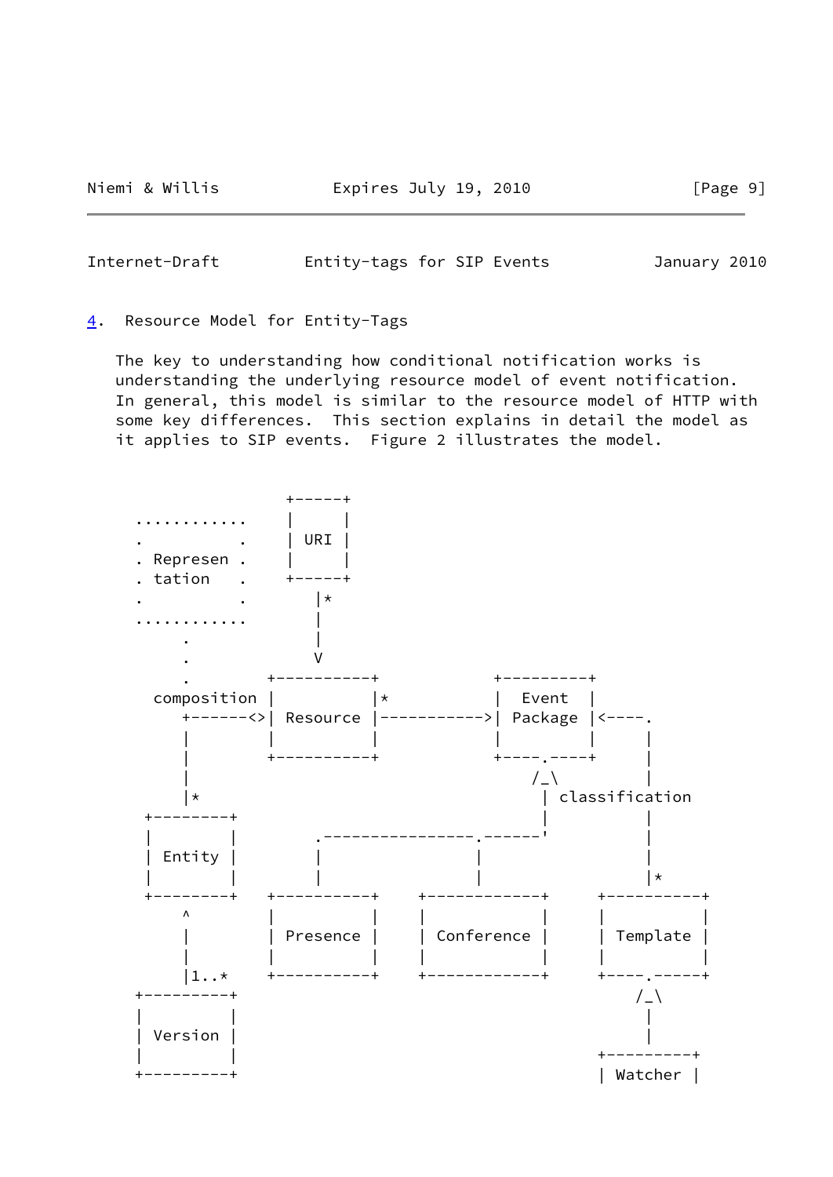## 4. Resource Model for Entity-Tags

The key to understanding how conditional notification works is understanding the underlying resource model of event notification. In general, this model is similar to the resource model of HTTP with some key differences. This section explains in detail the model as it applies to SIP events. Figure 2 illustrates the model.

```
                  +-----+
   ...........    |     |
   .         .    | URI |
   . Represen .   |     |
   . tation   .   +-----+
   .         .       |*
   ...........       |
       .             |
       .             V
       .        +----------+            +---------+
     composition |          |*           |  Event  |
       +------<>| Resource |----------->| Package |<----.
       |        |          |            |         |     |
       |        +----------+            +----.----+     |
       |                                    /_\         |
       |*                                    | classification
  +--------+                                 |          |
  |        |         .---------------.------'           |
  | Entity |         |               |                  |
  |        |         |               |                  |*
  +--------+    +----------+    +------------+     +----------+
       ^        |          |    |            |     |          |
       |        | Presence |    | Conference |     | Template |
       |        |          |    |            |     |          |
       |1..*    +----------+    +------------+     +----.-----+
  +---------+                                          /_\
  |         |                                           |
  | Version |                                           |
  |         |                                      +---------+
  +---------+                                      | Watcher |
```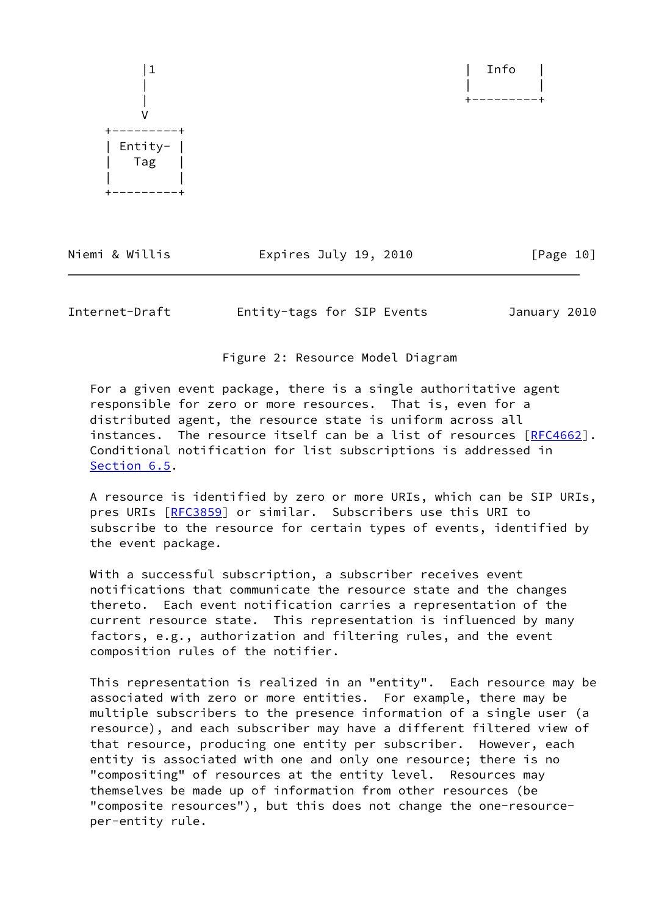```
       |1                                              |  Info   |
       |                                               |         |
       |                                               +---------+
       V
  +---------+
  | Entity- |
  |   Tag   |
  |         |
  +---------+
```

Figure 2: Resource Model Diagram

For a given event package, there is a single authoritative agent responsible for zero or more resources. That is, even for a distributed agent, the resource state is uniform across all instances. The resource itself can be a list of resources [RFC4662]. Conditional notification for list subscriptions is addressed in Section 6.5.

A resource is identified by zero or more URIs, which can be SIP URIs, pres URIs [RFC3859] or similar. Subscribers use this URI to subscribe to the resource for certain types of events, identified by the event package.

With a successful subscription, a subscriber receives event notifications that communicate the resource state and the changes thereto. Each event notification carries a representation of the current resource state. This representation is influenced by many factors, e.g., authorization and filtering rules, and the event composition rules of the notifier.

This representation is realized in an "entity". Each resource may be associated with zero or more entities. For example, there may be multiple subscribers to the presence information of a single user (a resource), and each subscriber may have a different filtered view of that resource, producing one entity per subscriber. However, each entity is associated with one and only one resource; there is no "compositing" of resources at the entity level. Resources may themselves be made up of information from other resources (be "composite resources"), but this does not change the one-resource-per-entity rule.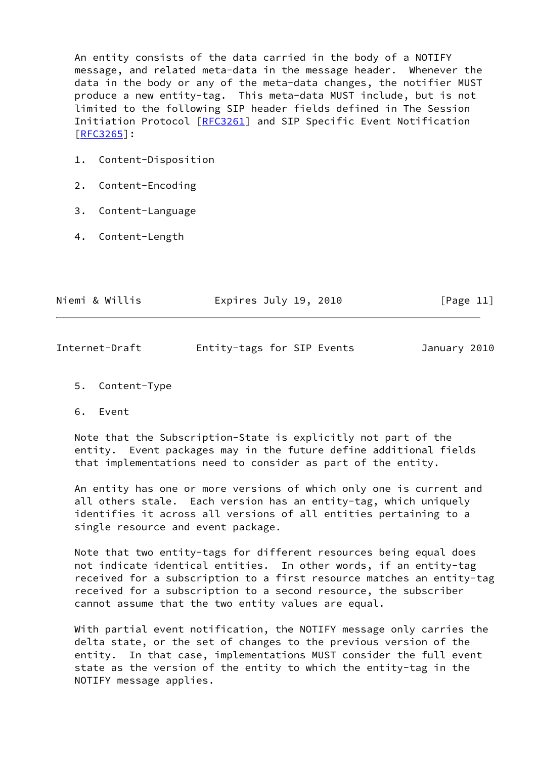An entity consists of the data carried in the body of a NOTIFY message, and related meta-data in the message header. Whenever the data in the body or any of the meta-data changes, the notifier MUST produce a new entity-tag. This meta-data MUST include, but is not limited to the following SIP header fields defined in The Session Initiation Protocol [RFC3261] and SIP Specific Event Notification [RFC3265]:

1. Content-Disposition

2. Content-Encoding

3. Content-Language

4. Content-Length

5. Content-Type

6. Event

Note that the Subscription-State is explicitly not part of the entity. Event packages may in the future define additional fields that implementations need to consider as part of the entity.

An entity has one or more versions of which only one is current and all others stale. Each version has an entity-tag, which uniquely identifies it across all versions of all entities pertaining to a single resource and event package.

Note that two entity-tags for different resources being equal does not indicate identical entities. In other words, if an entity-tag received for a subscription to a first resource matches an entity-tag received for a subscription to a second resource, the subscriber cannot assume that the two entity values are equal.

With partial event notification, the NOTIFY message only carries the delta state, or the set of changes to the previous version of the entity. In that case, implementations MUST consider the full event state as the version of the entity to which the entity-tag in the NOTIFY message applies.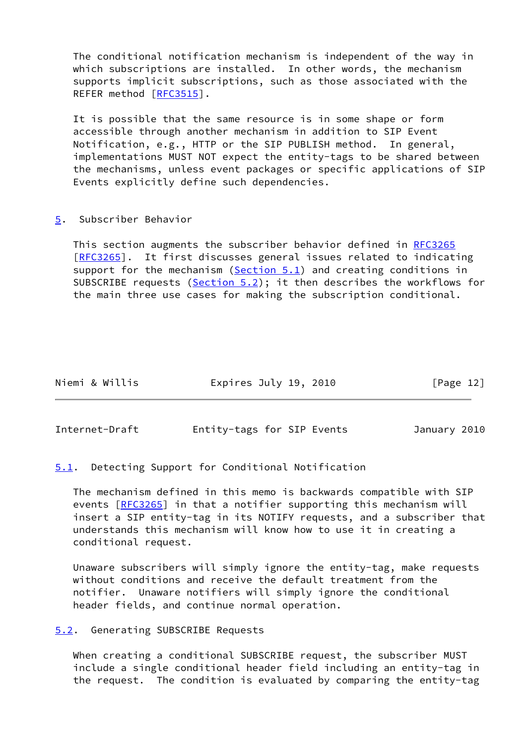The conditional notification mechanism is independent of the way in which subscriptions are installed. In other words, the mechanism supports implicit subscriptions, such as those associated with the REFER method [RFC3515].

It is possible that the same resource is in some shape or form accessible through another mechanism in addition to SIP Event Notification, e.g., HTTP or the SIP PUBLISH method. In general, implementations MUST NOT expect the entity-tags to be shared between the mechanisms, unless event packages or specific applications of SIP Events explicitly define such dependencies.

## 5. Subscriber Behavior

This section augments the subscriber behavior defined in RFC3265 [RFC3265]. It first discusses general issues related to indicating support for the mechanism (Section 5.1) and creating conditions in SUBSCRIBE requests (Section 5.2); it then describes the workflows for the main three use cases for making the subscription conditional.

### 5.1. Detecting Support for Conditional Notification

The mechanism defined in this memo is backwards compatible with SIP events [RFC3265] in that a notifier supporting this mechanism will insert a SIP entity-tag in its NOTIFY requests, and a subscriber that understands this mechanism will know how to use it in creating a conditional request.

Unaware subscribers will simply ignore the entity-tag, make requests without conditions and receive the default treatment from the notifier. Unaware notifiers will simply ignore the conditional header fields, and continue normal operation.

### 5.2. Generating SUBSCRIBE Requests

When creating a conditional SUBSCRIBE request, the subscriber MUST include a single conditional header field including an entity-tag in the request. The condition is evaluated by comparing the entity-tag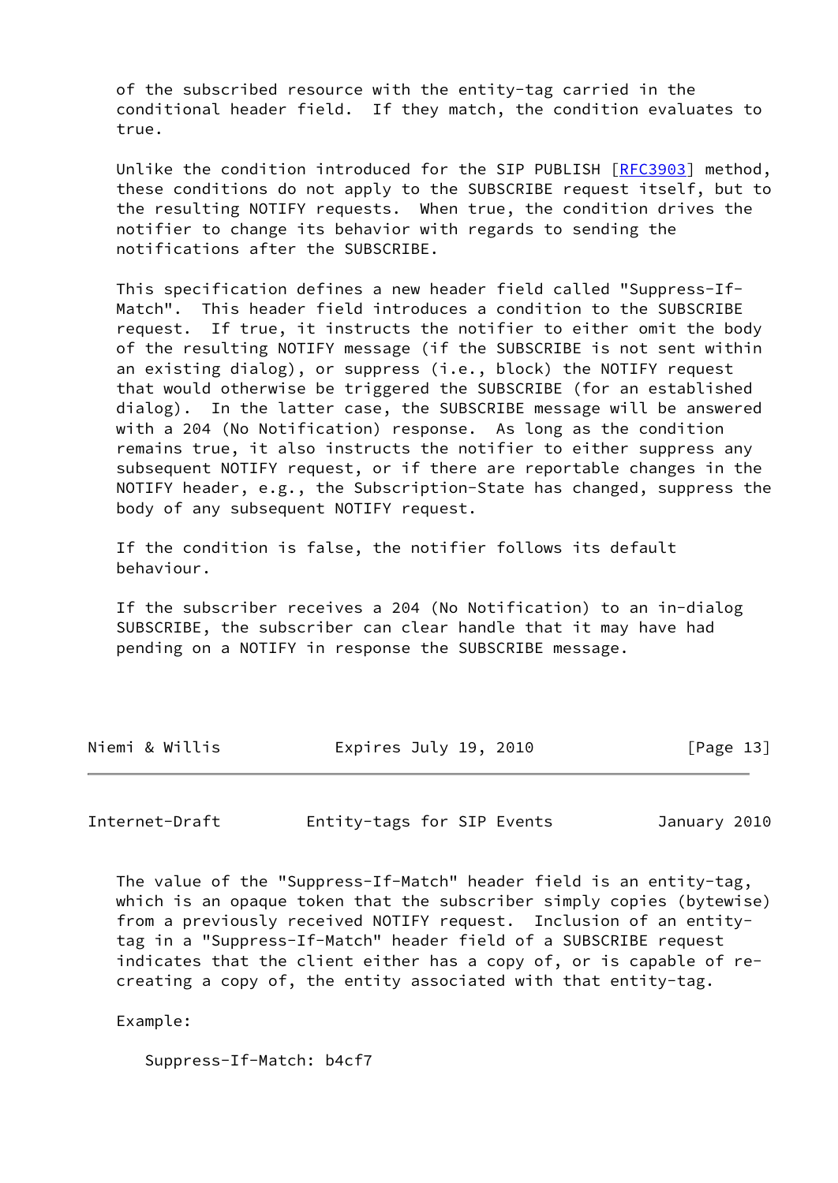of the subscribed resource with the entity-tag carried in the conditional header field. If they match, the condition evaluates to true.

Unlike the condition introduced for the SIP PUBLISH [RFC3903] method, these conditions do not apply to the SUBSCRIBE request itself, but to the resulting NOTIFY requests. When true, the condition drives the notifier to change its behavior with regards to sending the notifications after the SUBSCRIBE.

This specification defines a new header field called "Suppress-If-Match". This header field introduces a condition to the SUBSCRIBE request. If true, it instructs the notifier to either omit the body of the resulting NOTIFY message (if the SUBSCRIBE is not sent within an existing dialog), or suppress (i.e., block) the NOTIFY request that would otherwise be triggered the SUBSCRIBE (for an established dialog). In the latter case, the SUBSCRIBE message will be answered with a 204 (No Notification) response. As long as the condition remains true, it also instructs the notifier to either suppress any subsequent NOTIFY request, or if there are reportable changes in the NOTIFY header, e.g., the Subscription-State has changed, suppress the body of any subsequent NOTIFY request.

If the condition is false, the notifier follows its default behaviour.

If the subscriber receives a 204 (No Notification) to an in-dialog SUBSCRIBE, the subscriber can clear handle that it may have had pending on a NOTIFY in response the SUBSCRIBE message.

The value of the "Suppress-If-Match" header field is an entity-tag, which is an opaque token that the subscriber simply copies (bytewise) from a previously received NOTIFY request. Inclusion of an entity-tag in a "Suppress-If-Match" header field of a SUBSCRIBE request indicates that the client either has a copy of, or is capable of re-creating a copy of, the entity associated with that entity-tag.

Example:

```
Suppress-If-Match: b4cf7
```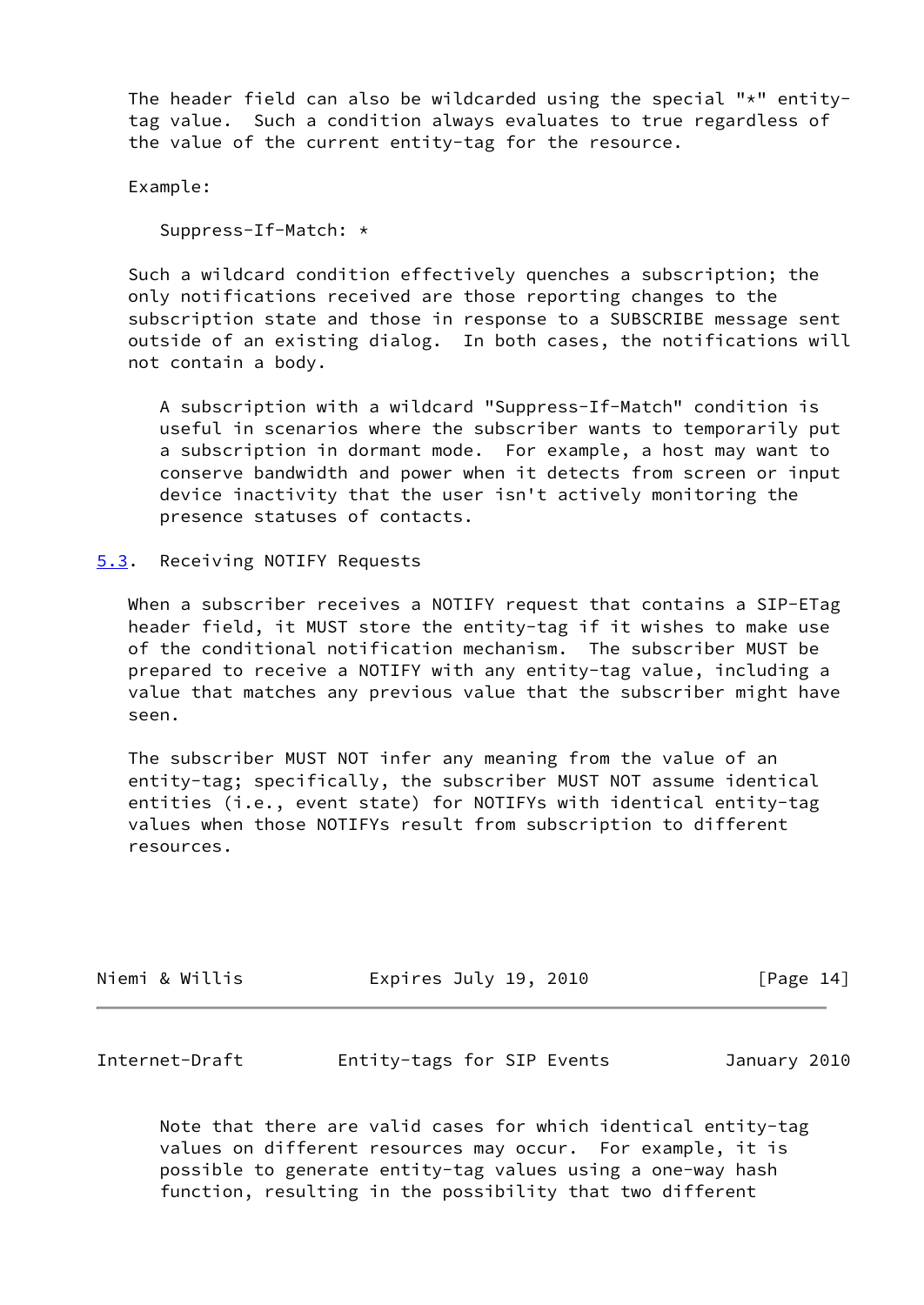The header field can also be wildcarded using the special "*" entity-tag value. Such a condition always evaluates to true regardless of the value of the current entity-tag for the resource.

Example:

```
Suppress-If-Match: *
```

Such a wildcard condition effectively quenches a subscription; the only notifications received are those reporting changes to the subscription state and those in response to a SUBSCRIBE message sent outside of an existing dialog. In both cases, the notifications will not contain a body.

> A subscription with a wildcard "Suppress-If-Match" condition is useful in scenarios where the subscriber wants to temporarily put a subscription in dormant mode. For example, a host may want to conserve bandwidth and power when it detects from screen or input device inactivity that the user isn't actively monitoring the presence statuses of contacts.

## 5.3. Receiving NOTIFY Requests

When a subscriber receives a NOTIFY request that contains a SIP-ETag header field, it MUST store the entity-tag if it wishes to make use of the conditional notification mechanism. The subscriber MUST be prepared to receive a NOTIFY with any entity-tag value, including a value that matches any previous value that the subscriber might have seen.

The subscriber MUST NOT infer any meaning from the value of an entity-tag; specifically, the subscriber MUST NOT assume identical entities (i.e., event state) for NOTIFYs with identical entity-tag values when those NOTIFYs result from subscription to different resources.

> Note that there are valid cases for which identical entity-tag values on different resources may occur. For example, it is possible to generate entity-tag values using a one-way hash function, resulting in the possibility that two different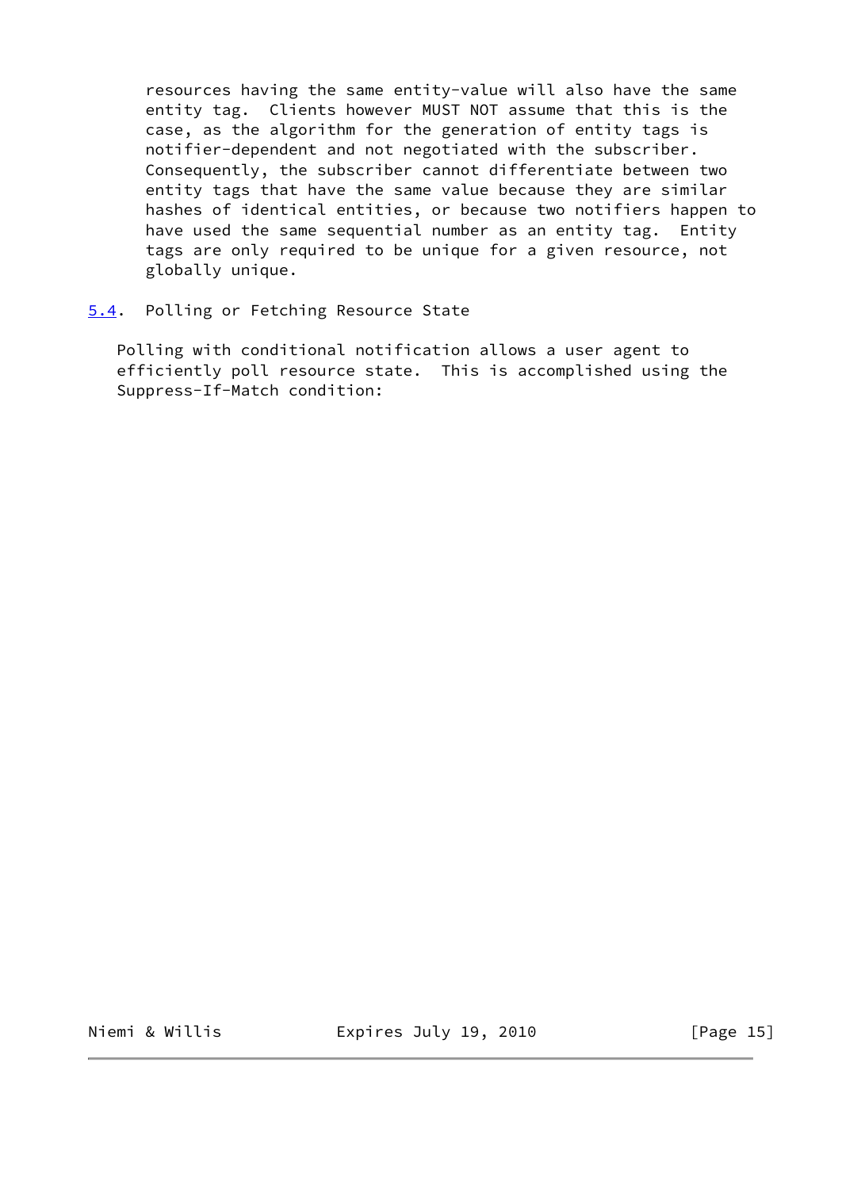resources having the same entity-value will also have the same entity tag. Clients however MUST NOT assume that this is the case, as the algorithm for the generation of entity tags is notifier-dependent and not negotiated with the subscriber. Consequently, the subscriber cannot differentiate between two entity tags that have the same value because they are similar hashes of identical entities, or because two notifiers happen to have used the same sequential number as an entity tag. Entity tags are only required to be unique for a given resource, not globally unique.

### 5.4. Polling or Fetching Resource State

Polling with conditional notification allows a user agent to efficiently poll resource state. This is accomplished using the Suppress-If-Match condition: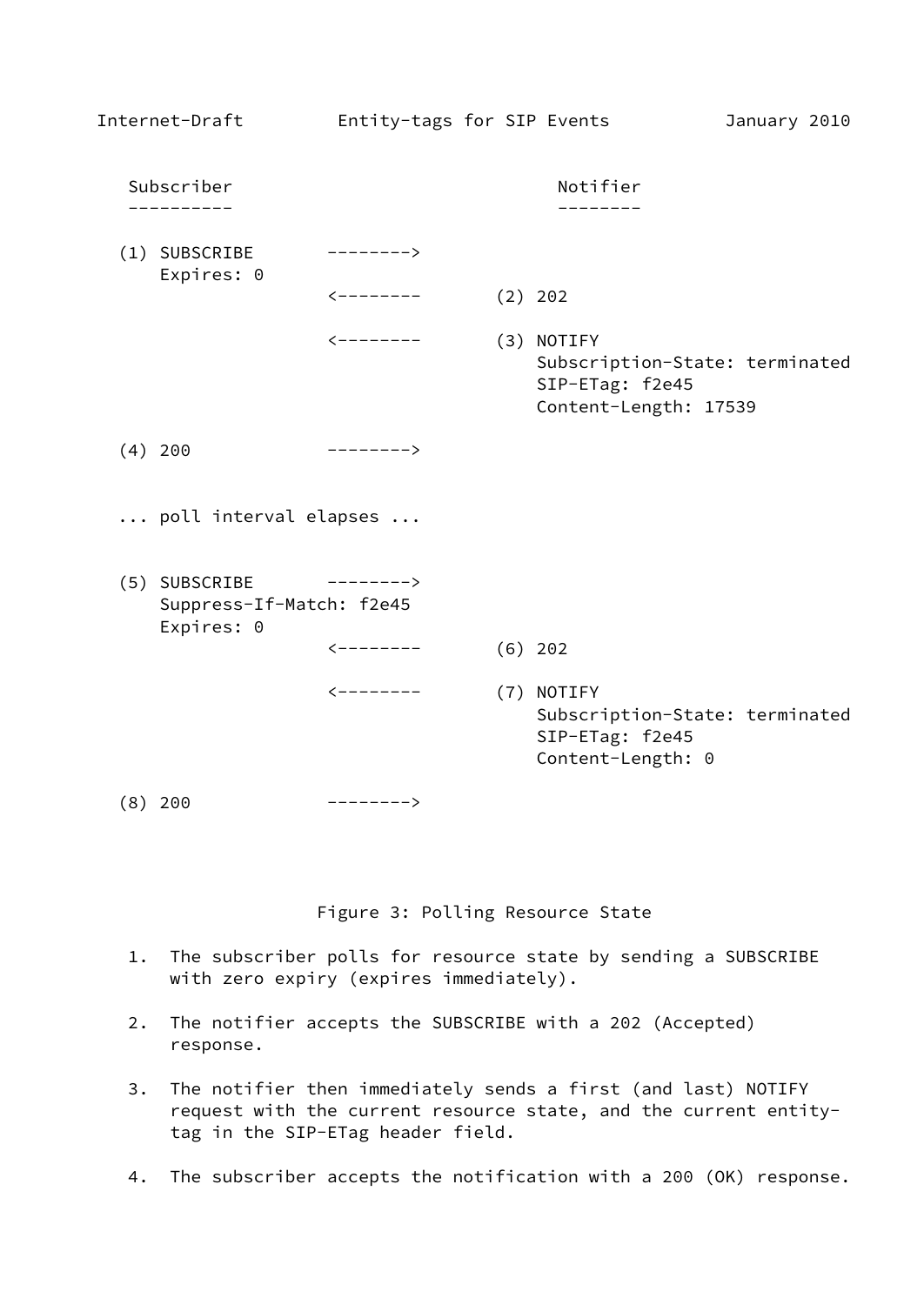```
   Subscriber                               Notifier
   ----------                               --------

  (1) SUBSCRIBE       -------->
      Expires: 0
                      <--------       (2) 202

                      <--------       (3) NOTIFY
                                          Subscription-State: terminated
                                          SIP-ETag: f2e45
                                          Content-Length: 17539

  (4) 200             -------->


  ... poll interval elapses ...


  (5) SUBSCRIBE       -------->
      Suppress-If-Match: f2e45
      Expires: 0
                      <--------       (6) 202

                      <--------       (7) NOTIFY
                                          Subscription-State: terminated
                                          SIP-ETag: f2e45
                                          Content-Length: 0

  (8) 200             -------->
```

Figure 3: Polling Resource State

1. The subscriber polls for resource state by sending a SUBSCRIBE with zero expiry (expires immediately).

2. The notifier accepts the SUBSCRIBE with a 202 (Accepted) response.

3. The notifier then immediately sends a first (and last) NOTIFY request with the current resource state, and the current entity-tag in the SIP-ETag header field.

4. The subscriber accepts the notification with a 200 (OK) response.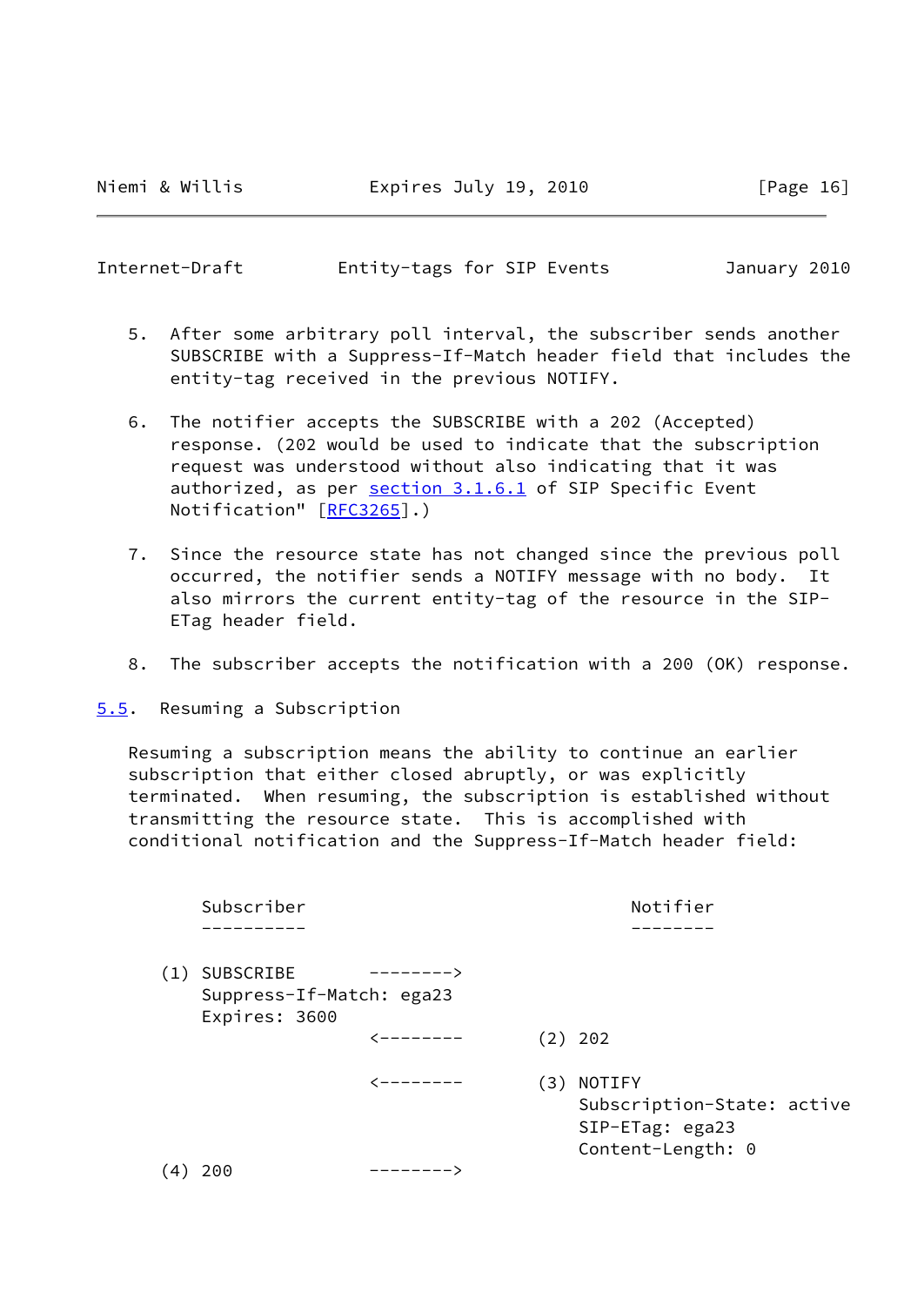5. After some arbitrary poll interval, the subscriber sends another SUBSCRIBE with a Suppress-If-Match header field that includes the entity-tag received in the previous NOTIFY.

6. The notifier accepts the SUBSCRIBE with a 202 (Accepted) response. (202 would be used to indicate that the subscription request was understood without also indicating that it was authorized, as per section 3.1.6.1 of SIP Specific Event Notification" [RFC3265].)

7. Since the resource state has not changed since the previous poll occurred, the notifier sends a NOTIFY message with no body. It also mirrors the current entity-tag of the resource in the SIP-ETag header field.

8. The subscriber accepts the notification with a 200 (OK) response.

## 5.5. Resuming a Subscription

Resuming a subscription means the ability to continue an earlier subscription that either closed abruptly, or was explicitly terminated. When resuming, the subscription is established without transmitting the resource state. This is accomplished with conditional notification and the Suppress-If-Match header field:

```
     Subscriber                                Notifier
     ----------                                --------

 (1) SUBSCRIBE         -------->
     Suppress-If-Match: ega23
     Expires: 3600
                       <--------       (2) 202

                       <--------       (3) NOTIFY
                                           Subscription-State: active
                                           SIP-ETag: ega23
                                           Content-Length: 0
 (4) 200               -------->
```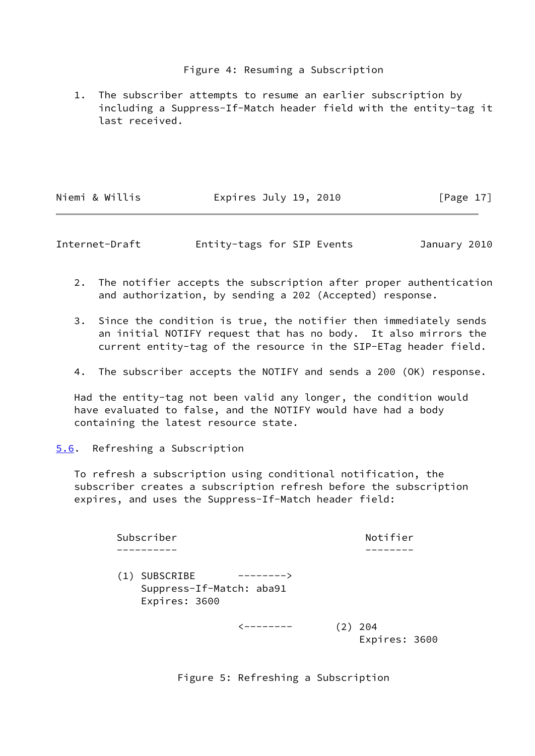Figure 4: Resuming a Subscription

1. The subscriber attempts to resume an earlier subscription by including a Suppress-If-Match header field with the entity-tag it last received.

2. The notifier accepts the subscription after proper authentication and authorization, by sending a 202 (Accepted) response.

3. Since the condition is true, the notifier then immediately sends an initial NOTIFY request that has no body. It also mirrors the current entity-tag of the resource in the SIP-ETag header field.

4. The subscriber accepts the NOTIFY and sends a 200 (OK) response.

Had the entity-tag not been valid any longer, the condition would have evaluated to false, and the NOTIFY would have had a body containing the latest resource state.

### 5.6. Refreshing a Subscription

To refresh a subscription using conditional notification, the subscriber creates a subscription refresh before the subscription expires, and uses the Suppress-If-Match header field:

```
Subscriber                                Notifier
----------                                --------

(1) SUBSCRIBE       -------->
    Suppress-If-Match: aba91
    Expires: 3600

                    <--------      (2) 204
                                       Expires: 3600
```

Figure 5: Refreshing a Subscription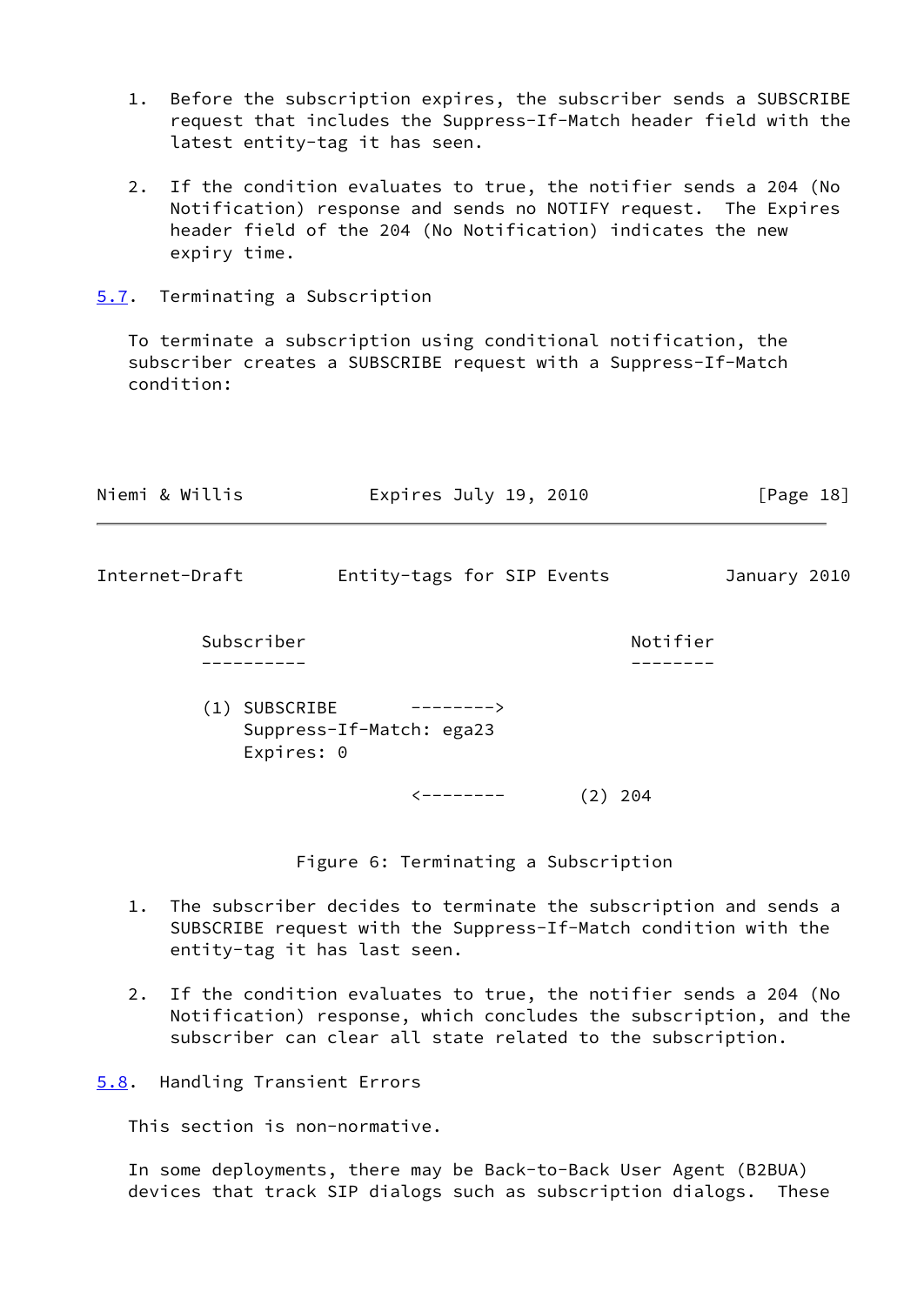1. Before the subscription expires, the subscriber sends a SUBSCRIBE request that includes the Suppress-If-Match header field with the latest entity-tag it has seen.

2. If the condition evaluates to true, the notifier sends a 204 (No Notification) response and sends no NOTIFY request. The Expires header field of the 204 (No Notification) indicates the new expiry time.

## 5.7. Terminating a Subscription

To terminate a subscription using conditional notification, the subscriber creates a SUBSCRIBE request with a Suppress-If-Match condition:

```
     Subscriber                               Notifier
     ----------                               --------

     (1) SUBSCRIBE        -------->
         Suppress-If-Match: ega23
         Expires: 0

                          <--------       (2) 204
```

Figure 6: Terminating a Subscription

1. The subscriber decides to terminate the subscription and sends a SUBSCRIBE request with the Suppress-If-Match condition with the entity-tag it has last seen.

2. If the condition evaluates to true, the notifier sends a 204 (No Notification) response, which concludes the subscription, and the subscriber can clear all state related to the subscription.

## 5.8. Handling Transient Errors

This section is non-normative.

In some deployments, there may be Back-to-Back User Agent (B2BUA) devices that track SIP dialogs such as subscription dialogs. These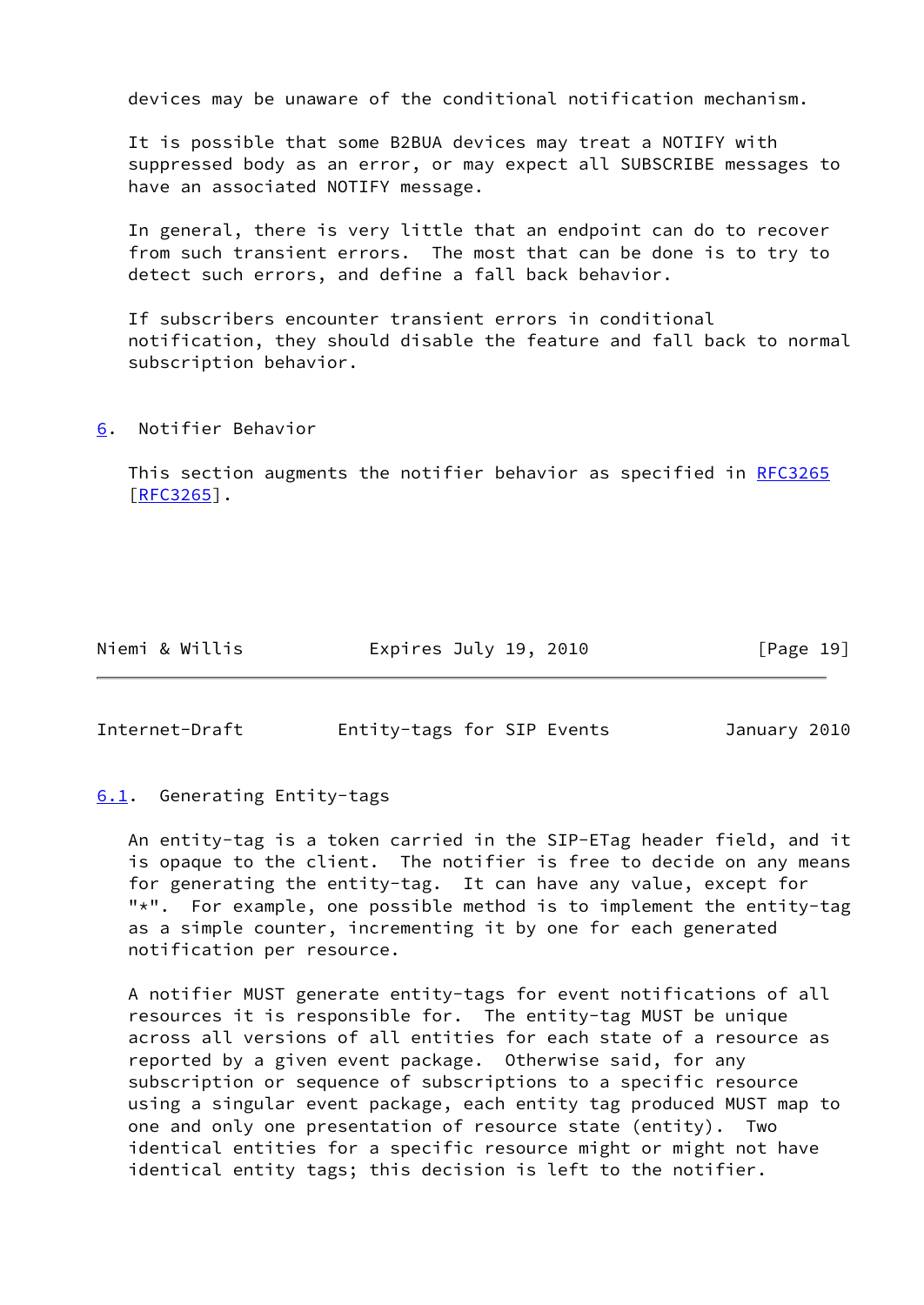devices may be unaware of the conditional notification mechanism.

It is possible that some B2BUA devices may treat a NOTIFY with suppressed body as an error, or may expect all SUBSCRIBE messages to have an associated NOTIFY message.

In general, there is very little that an endpoint can do to recover from such transient errors. The most that can be done is to try to detect such errors, and define a fall back behavior.

If subscribers encounter transient errors in conditional notification, they should disable the feature and fall back to normal subscription behavior.

## 6. Notifier Behavior

This section augments the notifier behavior as specified in RFC3265 [RFC3265].

### 6.1. Generating Entity-tags

An entity-tag is a token carried in the SIP-ETag header field, and it is opaque to the client. The notifier is free to decide on any means for generating the entity-tag. It can have any value, except for "*". For example, one possible method is to implement the entity-tag as a simple counter, incrementing it by one for each generated notification per resource.

A notifier MUST generate entity-tags for event notifications of all resources it is responsible for. The entity-tag MUST be unique across all versions of all entities for each state of a resource as reported by a given event package. Otherwise said, for any subscription or sequence of subscriptions to a specific resource using a singular event package, each entity tag produced MUST map to one and only one presentation of resource state (entity). Two identical entities for a specific resource might or might not have identical entity tags; this decision is left to the notifier.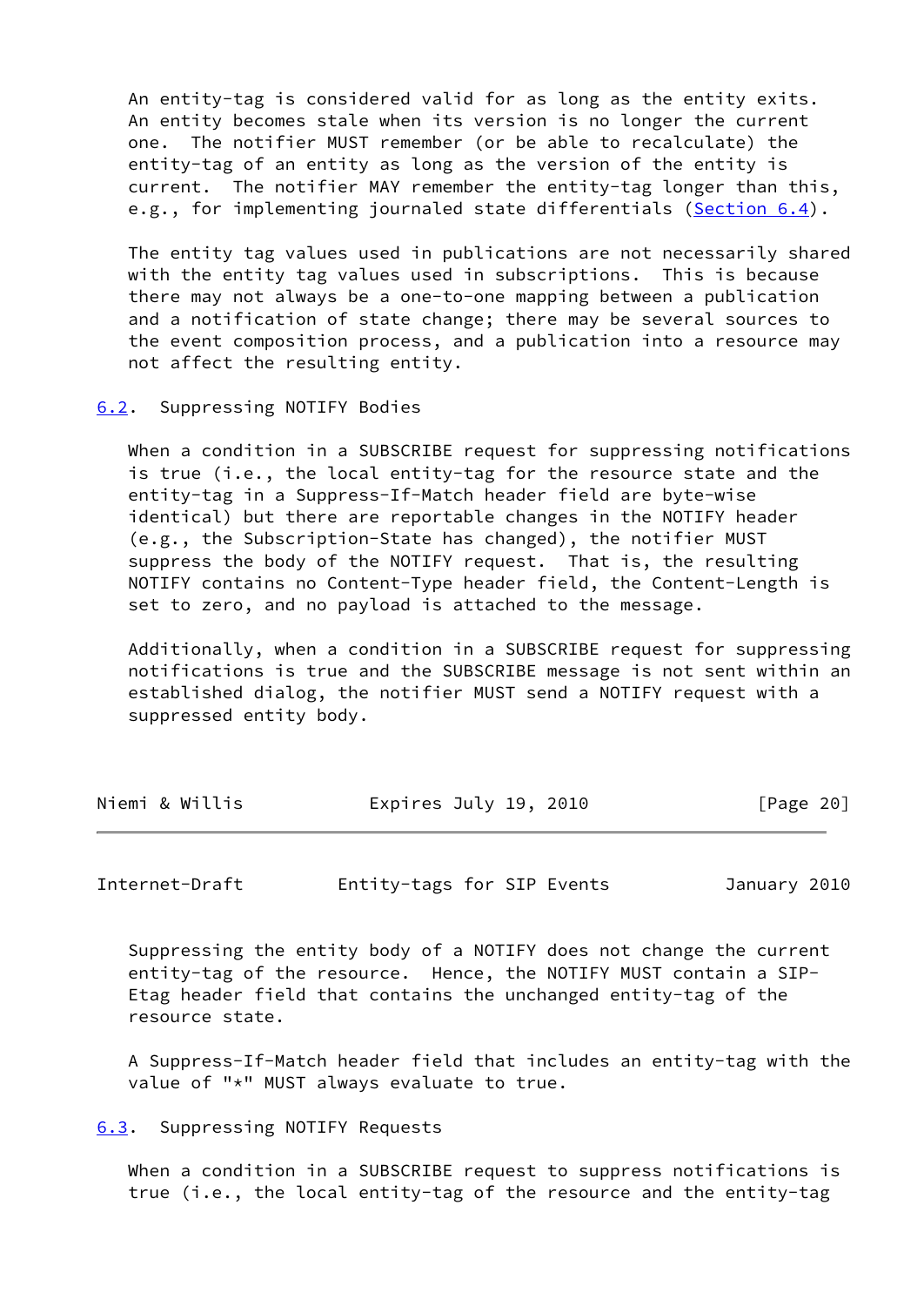An entity-tag is considered valid for as long as the entity exits. An entity becomes stale when its version is no longer the current one. The notifier MUST remember (or be able to recalculate) the entity-tag of an entity as long as the version of the entity is current. The notifier MAY remember the entity-tag longer than this, e.g., for implementing journaled state differentials (Section 6.4).

The entity tag values used in publications are not necessarily shared with the entity tag values used in subscriptions. This is because there may not always be a one-to-one mapping between a publication and a notification of state change; there may be several sources to the event composition process, and a publication into a resource may not affect the resulting entity.

### 6.2. Suppressing NOTIFY Bodies

When a condition in a SUBSCRIBE request for suppressing notifications is true (i.e., the local entity-tag for the resource state and the entity-tag in a Suppress-If-Match header field are byte-wise identical) but there are reportable changes in the NOTIFY header (e.g., the Subscription-State has changed), the notifier MUST suppress the body of the NOTIFY request. That is, the resulting NOTIFY contains no Content-Type header field, the Content-Length is set to zero, and no payload is attached to the message.

Additionally, when a condition in a SUBSCRIBE request for suppressing notifications is true and the SUBSCRIBE message is not sent within an established dialog, the notifier MUST send a NOTIFY request with a suppressed entity body.

Suppressing the entity body of a NOTIFY does not change the current entity-tag of the resource. Hence, the NOTIFY MUST contain a SIP-Etag header field that contains the unchanged entity-tag of the resource state.

A Suppress-If-Match header field that includes an entity-tag with the value of "*" MUST always evaluate to true.

### 6.3. Suppressing NOTIFY Requests

When a condition in a SUBSCRIBE request to suppress notifications is true (i.e., the local entity-tag of the resource and the entity-tag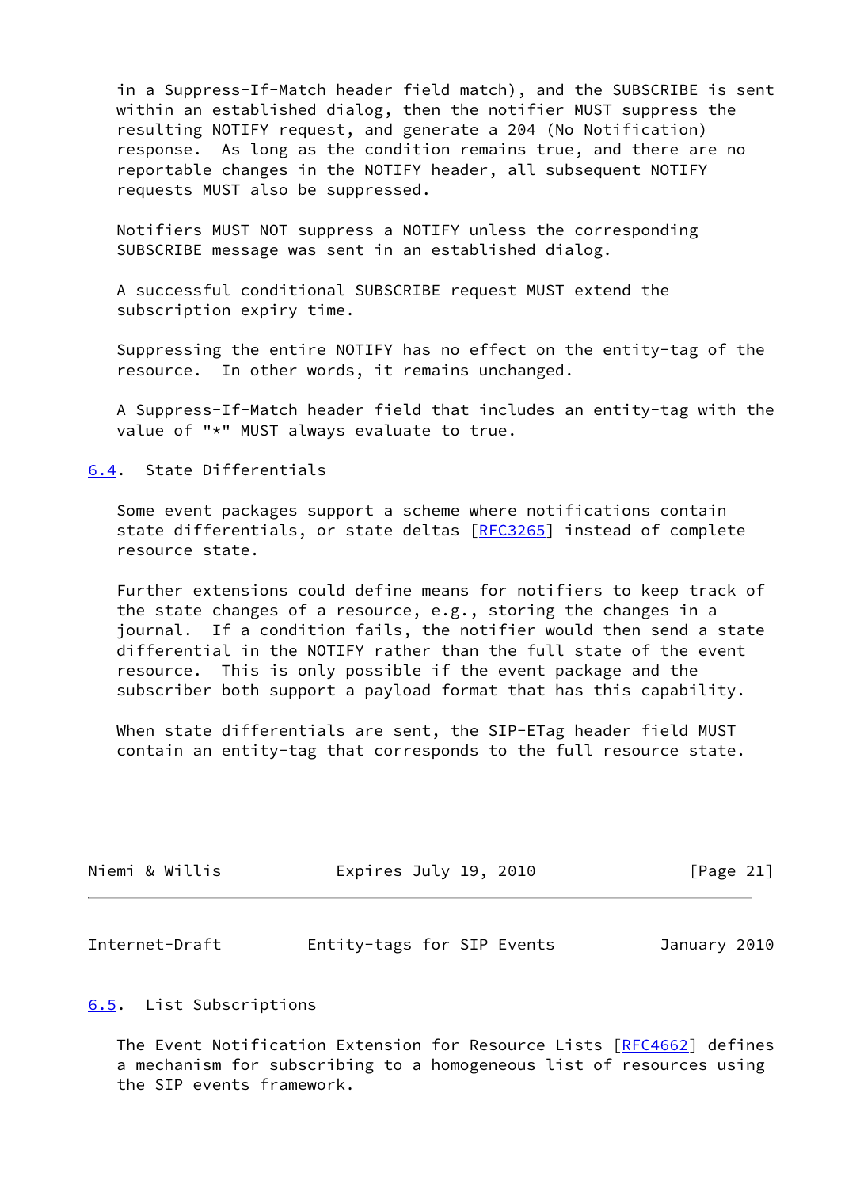in a Suppress-If-Match header field match), and the SUBSCRIBE is sent within an established dialog, then the notifier MUST suppress the resulting NOTIFY request, and generate a 204 (No Notification) response. As long as the condition remains true, and there are no reportable changes in the NOTIFY header, all subsequent NOTIFY requests MUST also be suppressed.

Notifiers MUST NOT suppress a NOTIFY unless the corresponding SUBSCRIBE message was sent in an established dialog.

A successful conditional SUBSCRIBE request MUST extend the subscription expiry time.

Suppressing the entire NOTIFY has no effect on the entity-tag of the resource. In other words, it remains unchanged.

A Suppress-If-Match header field that includes an entity-tag with the value of "*" MUST always evaluate to true.

### 6.4. State Differentials

Some event packages support a scheme where notifications contain state differentials, or state deltas [RFC3265] instead of complete resource state.

Further extensions could define means for notifiers to keep track of the state changes of a resource, e.g., storing the changes in a journal. If a condition fails, the notifier would then send a state differential in the NOTIFY rather than the full state of the event resource. This is only possible if the event package and the subscriber both support a payload format that has this capability.

When state differentials are sent, the SIP-ETag header field MUST contain an entity-tag that corresponds to the full resource state.

### 6.5. List Subscriptions

The Event Notification Extension for Resource Lists [RFC4662] defines a mechanism for subscribing to a homogeneous list of resources using the SIP events framework.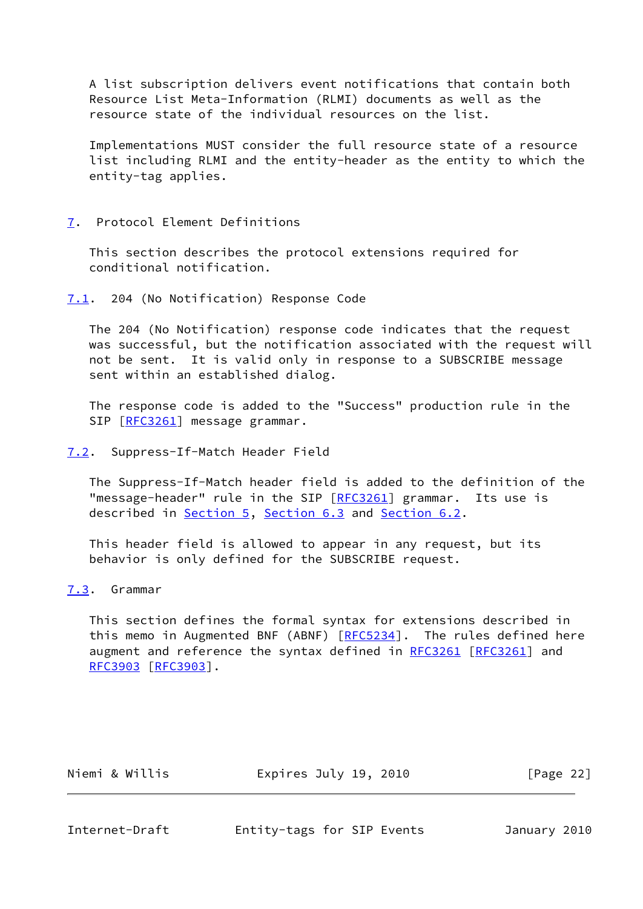A list subscription delivers event notifications that contain both Resource List Meta-Information (RLMI) documents as well as the resource state of the individual resources on the list.

Implementations MUST consider the full resource state of a resource list including RLMI and the entity-header as the entity to which the entity-tag applies.

## 7. Protocol Element Definitions

This section describes the protocol extensions required for conditional notification.

### 7.1. 204 (No Notification) Response Code

The 204 (No Notification) response code indicates that the request was successful, but the notification associated with the request will not be sent. It is valid only in response to a SUBSCRIBE message sent within an established dialog.

The response code is added to the "Success" production rule in the SIP [RFC3261] message grammar.

### 7.2. Suppress-If-Match Header Field

The Suppress-If-Match header field is added to the definition of the "message-header" rule in the SIP [RFC3261] grammar. Its use is described in Section 5, Section 6.3 and Section 6.2.

This header field is allowed to appear in any request, but its behavior is only defined for the SUBSCRIBE request.

### 7.3. Grammar

This section defines the formal syntax for extensions described in this memo in Augmented BNF (ABNF) [RFC5234]. The rules defined here augment and reference the syntax defined in RFC3261 [RFC3261] and RFC3903 [RFC3903].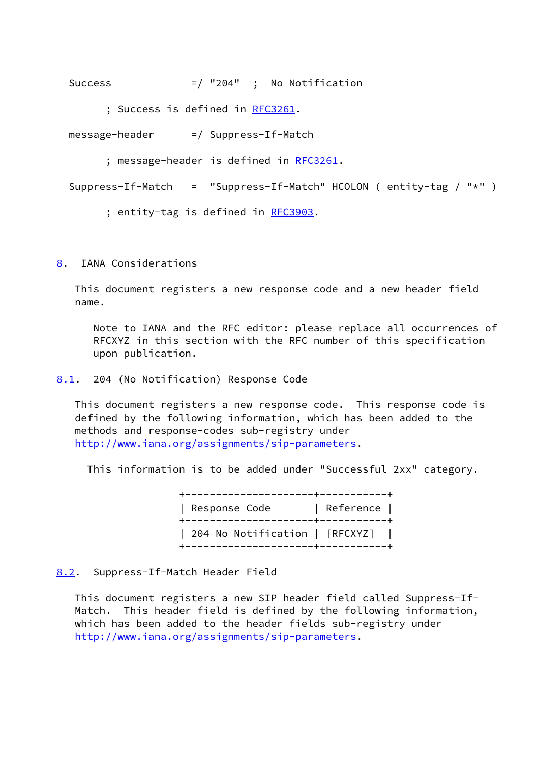```
Success             =/ "204"  ;  No Notification

      ; Success is defined in RFC3261.

message-header      =/ Suppress-If-Match

      ; message-header is defined in RFC3261.

Suppress-If-Match   =  "Suppress-If-Match" HCOLON ( entity-tag / "*" )

      ; entity-tag is defined in RFC3903.
```

## 8. IANA Considerations

This document registers a new response code and a new header field name.

> Note to IANA and the RFC editor: please replace all occurrences of RFCXYZ in this section with the RFC number of this specification upon publication.

### 8.1. 204 (No Notification) Response Code

This document registers a new response code. This response code is defined by the following information, which has been added to the methods and response-codes sub-registry under http://www.iana.org/assignments/sip-parameters.

This information is to be added under "Successful 2xx" category.

| Response Code | Reference |
|---|---|
| 204 No Notification | [RFCXYZ] |

### 8.2. Suppress-If-Match Header Field

This document registers a new SIP header field called Suppress-If-Match. This header field is defined by the following information, which has been added to the header fields sub-registry under http://www.iana.org/assignments/sip-parameters.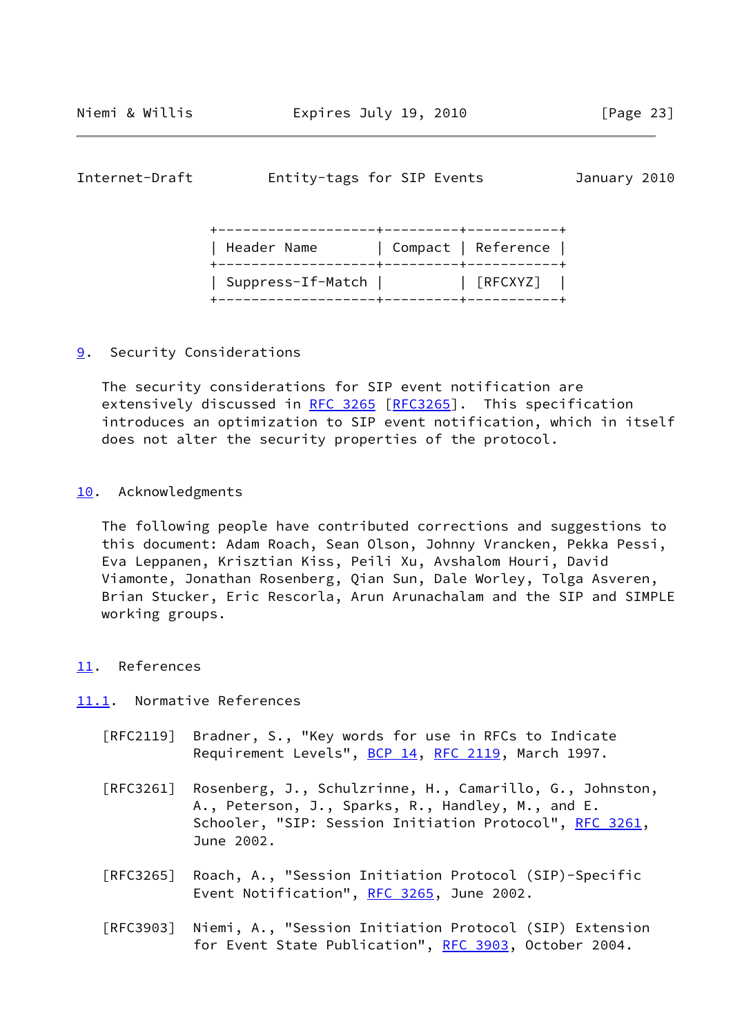| Header Name | Compact | Reference |
|---|---|---|
| Suppress-If-Match | | [RFCXYZ] |

## 9. Security Considerations

The security considerations for SIP event notification are extensively discussed in RFC 3265 [RFC3265]. This specification introduces an optimization to SIP event notification, which in itself does not alter the security properties of the protocol.

## 10. Acknowledgments

The following people have contributed corrections and suggestions to this document: Adam Roach, Sean Olson, Johnny Vrancken, Pekka Pessi, Eva Leppanen, Krisztian Kiss, Peili Xu, Avshalom Houri, David Viamonte, Jonathan Rosenberg, Qian Sun, Dale Worley, Tolga Asveren, Brian Stucker, Eric Rescorla, Arun Arunachalam and the SIP and SIMPLE working groups.

## 11. References

### 11.1. Normative References

[RFC2119] Bradner, S., "Key words for use in RFCs to Indicate Requirement Levels", BCP 14, RFC 2119, March 1997.

[RFC3261] Rosenberg, J., Schulzrinne, H., Camarillo, G., Johnston, A., Peterson, J., Sparks, R., Handley, M., and E. Schooler, "SIP: Session Initiation Protocol", RFC 3261, June 2002.

[RFC3265] Roach, A., "Session Initiation Protocol (SIP)-Specific Event Notification", RFC 3265, June 2002.

[RFC3903] Niemi, A., "Session Initiation Protocol (SIP) Extension for Event State Publication", RFC 3903, October 2004.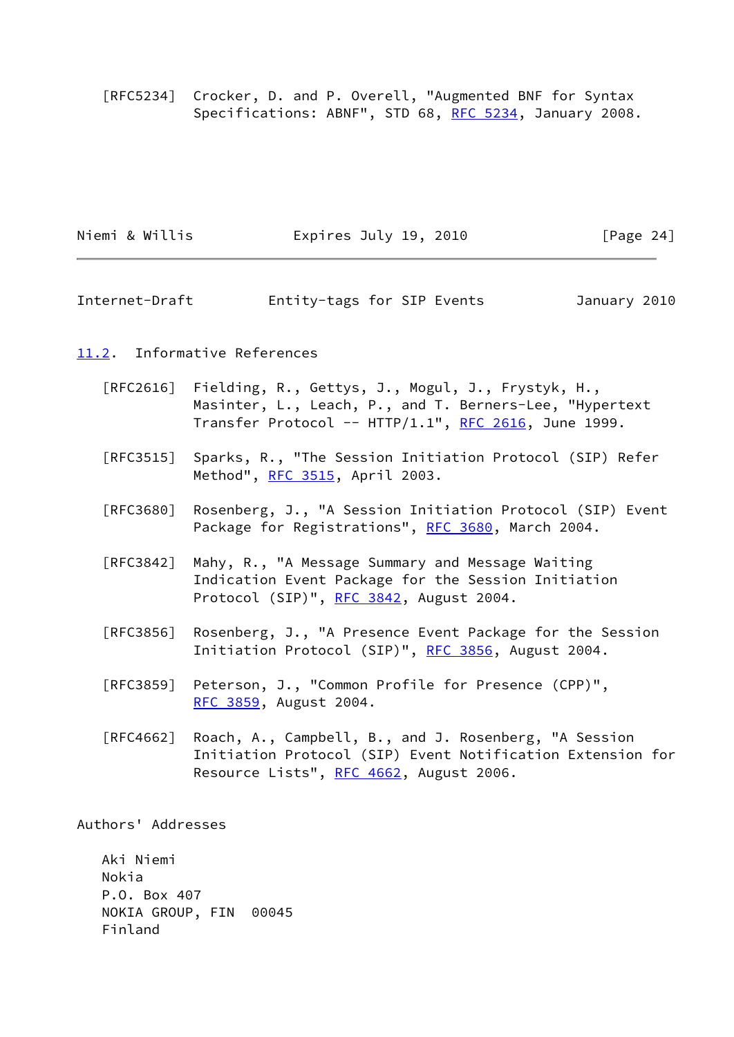[RFC5234] Crocker, D. and P. Overell, "Augmented BNF for Syntax Specifications: ABNF", STD 68, RFC 5234, January 2008.

## 11.2. Informative References

[RFC2616] Fielding, R., Gettys, J., Mogul, J., Frystyk, H., Masinter, L., Leach, P., and T. Berners-Lee, "Hypertext Transfer Protocol -- HTTP/1.1", RFC 2616, June 1999.

[RFC3515] Sparks, R., "The Session Initiation Protocol (SIP) Refer Method", RFC 3515, April 2003.

[RFC3680] Rosenberg, J., "A Session Initiation Protocol (SIP) Event Package for Registrations", RFC 3680, March 2004.

[RFC3842] Mahy, R., "A Message Summary and Message Waiting Indication Event Package for the Session Initiation Protocol (SIP)", RFC 3842, August 2004.

[RFC3856] Rosenberg, J., "A Presence Event Package for the Session Initiation Protocol (SIP)", RFC 3856, August 2004.

[RFC3859] Peterson, J., "Common Profile for Presence (CPP)", RFC 3859, August 2004.

[RFC4662] Roach, A., Campbell, B., and J. Rosenberg, "A Session Initiation Protocol (SIP) Event Notification Extension for Resource Lists", RFC 4662, August 2006.

## Authors' Addresses

Aki Niemi
Nokia
P.O. Box 407
NOKIA GROUP, FIN 00045
Finland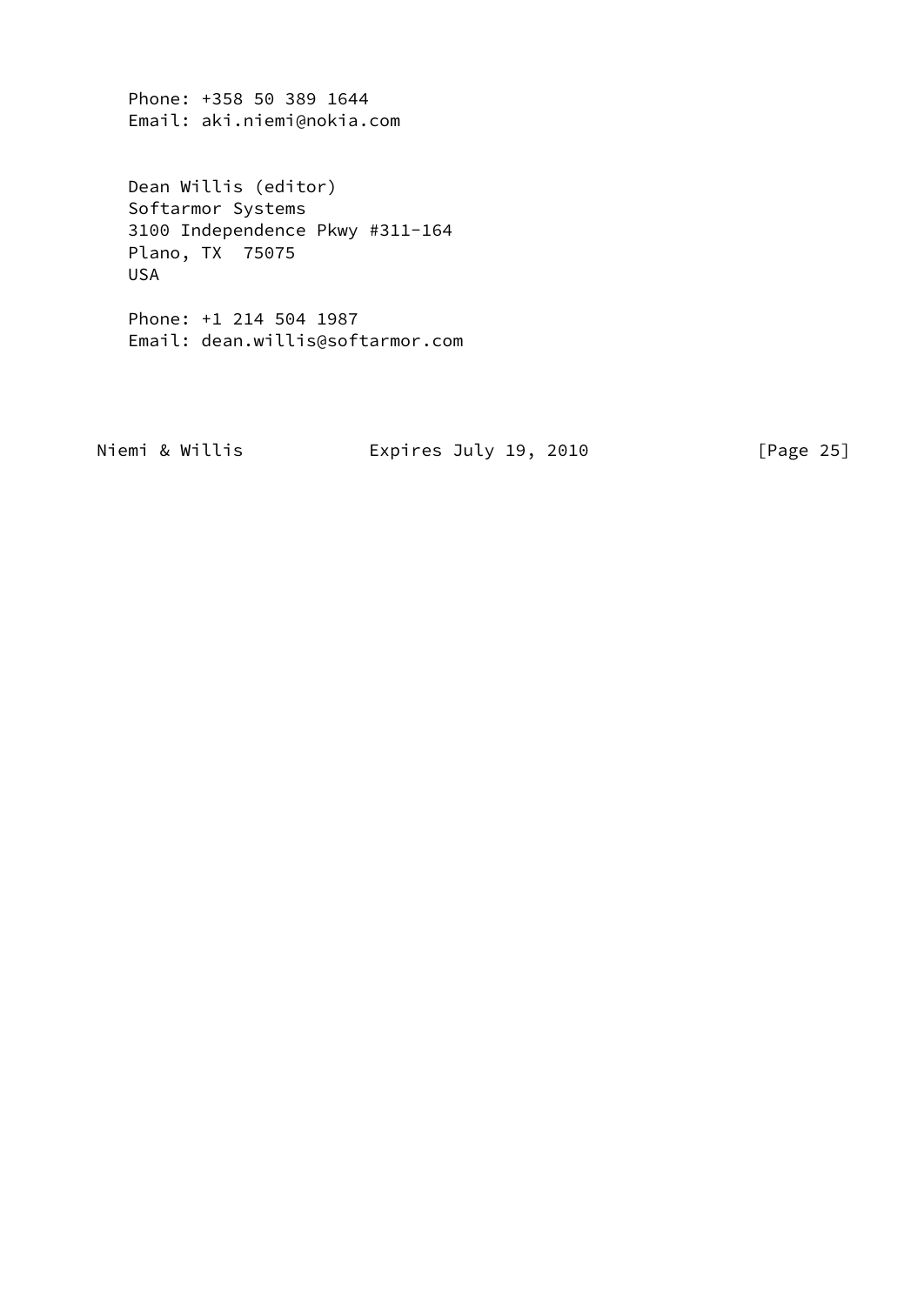Phone: +358 50 389 1644
Email: aki.niemi@nokia.com

Dean Willis (editor)
Softarmor Systems
3100 Independence Pkwy #311-164
Plano, TX  75075
USA

Phone: +1 214 504 1987
Email: dean.willis@softarmor.com